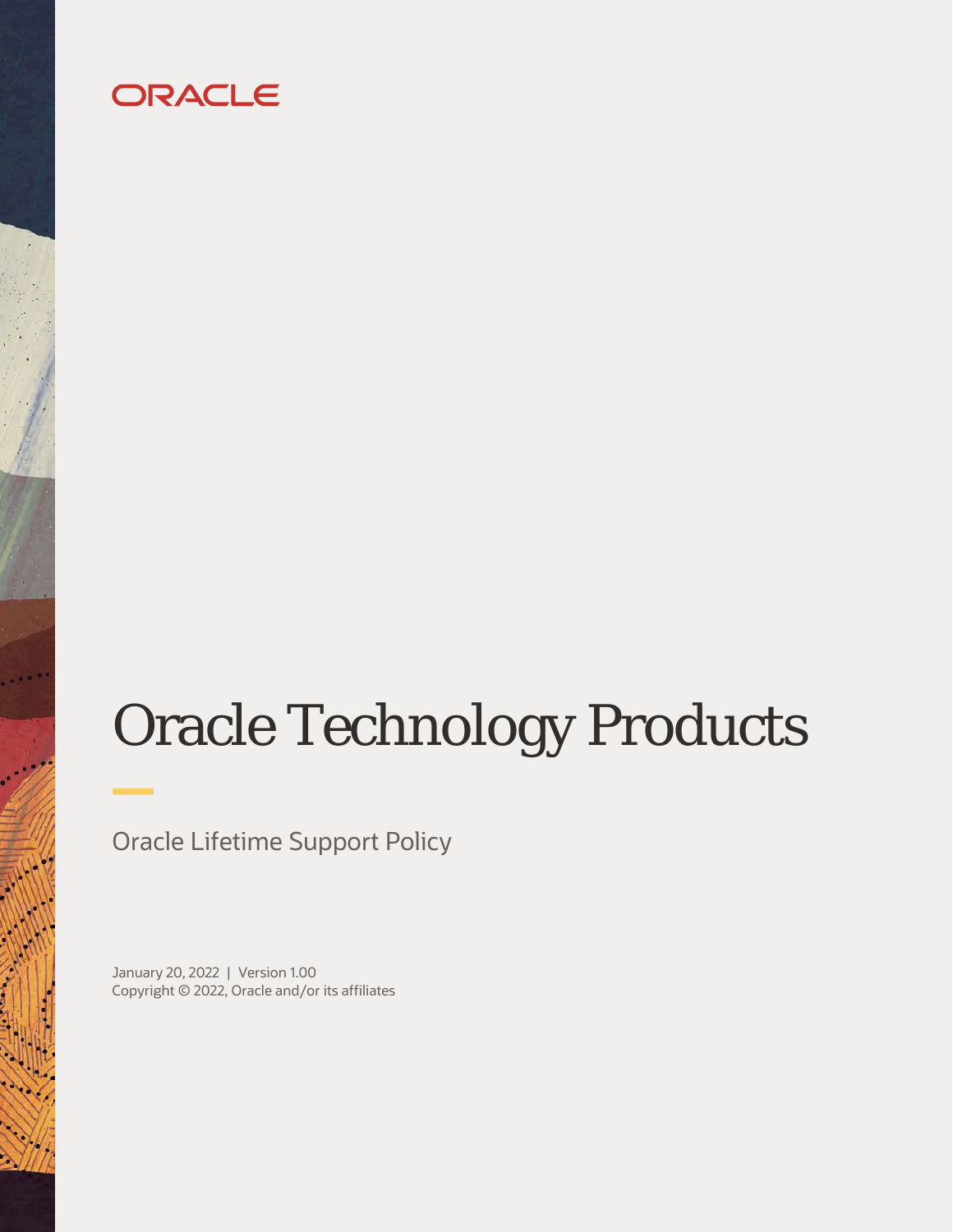ORACLE

# Oracle Technology Products

Oracle Lifetime Support Policy

January 20, 2022 | Version 1.00
Copyright © 2022, Oracle and/or its affiliates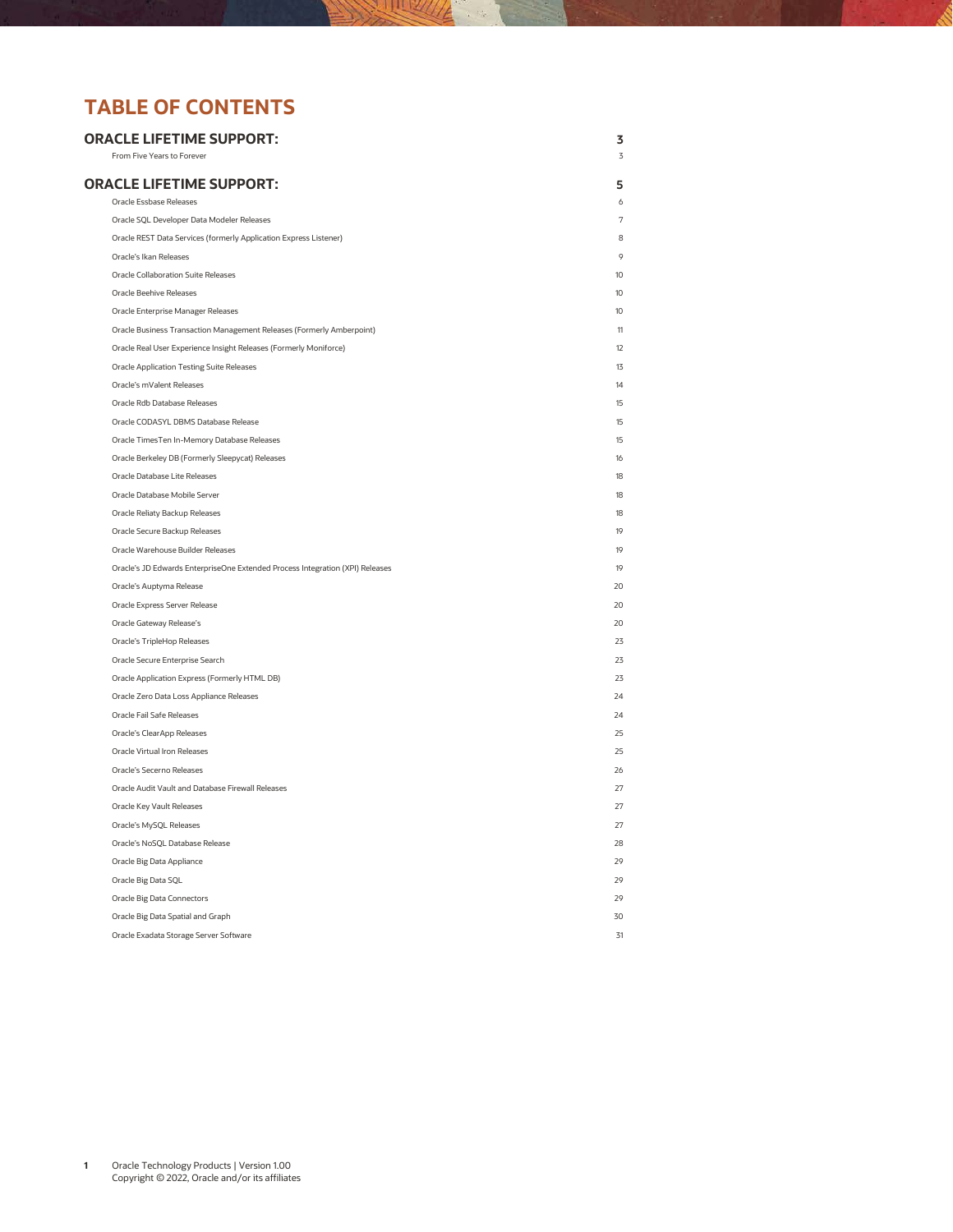# TABLE OF CONTENTS

| | |
|---|---|
| **ORACLE LIFETIME SUPPORT:** | **3** |
| From Five Years to Forever | 3 |
| **ORACLE LIFETIME SUPPORT:** | **5** |
| Oracle Essbase Releases | 6 |
| Oracle SQL Developer Data Modeler Releases | 7 |
| Oracle REST Data Services (formerly Application Express Listener) | 8 |
| Oracle's Ikan Releases | 9 |
| Oracle Collaboration Suite Releases | 10 |
| Oracle Beehive Releases | 10 |
| Oracle Enterprise Manager Releases | 10 |
| Oracle Business Transaction Management Releases (Formerly Amberpoint) | 11 |
| Oracle Real User Experience Insight Releases (Formerly Moniforce) | 12 |
| Oracle Application Testing Suite Releases | 13 |
| Oracle's mValent Releases | 14 |
| Oracle Rdb Database Releases | 15 |
| Oracle CODASYL DBMS Database Release | 15 |
| Oracle TimesTen In-Memory Database Releases | 15 |
| Oracle Berkeley DB (Formerly Sleepycat) Releases | 16 |
| Oracle Database Lite Releases | 18 |
| Oracle Database Mobile Server | 18 |
| Oracle Reliaty Backup Releases | 18 |
| Oracle Secure Backup Releases | 19 |
| Oracle Warehouse Builder Releases | 19 |
| Oracle's JD Edwards EnterpriseOne Extended Process Integration (XPI) Releases | 19 |
| Oracle's Auptyma Release | 20 |
| Oracle Express Server Release | 20 |
| Oracle Gateway Release's | 20 |
| Oracle's TripleHop Releases | 23 |
| Oracle Secure Enterprise Search | 23 |
| Oracle Application Express (Formerly HTML DB) | 23 |
| Oracle Zero Data Loss Appliance Releases | 24 |
| Oracle Fail Safe Releases | 24 |
| Oracle's ClearApp Releases | 25 |
| Oracle Virtual Iron Releases | 25 |
| Oracle's Secerno Releases | 26 |
| Oracle Audit Vault and Database Firewall Releases | 27 |
| Oracle Key Vault Releases | 27 |
| Oracle's MySQL Releases | 27 |
| Oracle's NoSQL Database Release | 28 |
| Oracle Big Data Appliance | 29 |
| Oracle Big Data SQL | 29 |
| Oracle Big Data Connectors | 29 |
| Oracle Big Data Spatial and Graph | 30 |
| Oracle Exadata Storage Server Software | 31 |

Oracle Technology Products | Version 1.00
Copyright © 2022, Oracle and/or its affiliates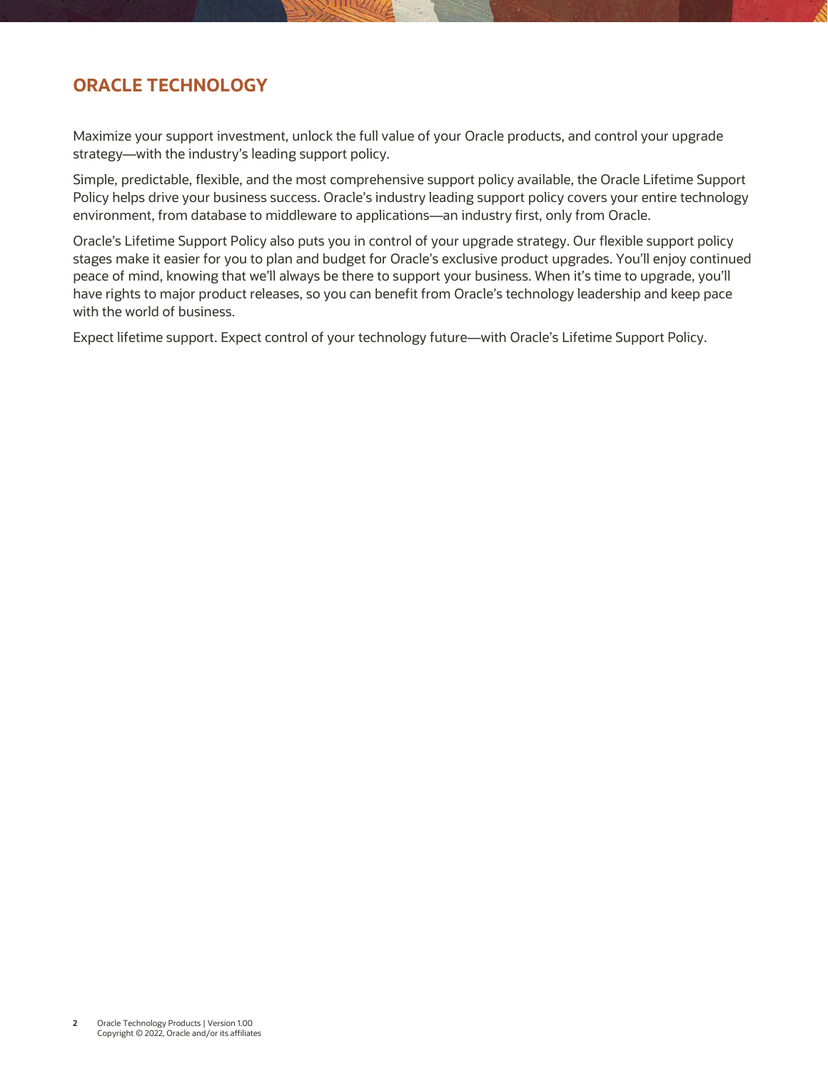## ORACLE TECHNOLOGY

Maximize your support investment, unlock the full value of your Oracle products, and control your upgrade strategy—with the industry's leading support policy.

Simple, predictable, flexible, and the most comprehensive support policy available, the Oracle Lifetime Support Policy helps drive your business success. Oracle's industry leading support policy covers your entire technology environment, from database to middleware to applications—an industry first, only from Oracle.

Oracle's Lifetime Support Policy also puts you in control of your upgrade strategy. Our flexible support policy stages make it easier for you to plan and budget for Oracle's exclusive product upgrades. You'll enjoy continued peace of mind, knowing that we'll always be there to support your business. When it's time to upgrade, you'll have rights to major product releases, so you can benefit from Oracle's technology leadership and keep pace with the world of business.

Expect lifetime support. Expect control of your technology future—with Oracle's Lifetime Support Policy.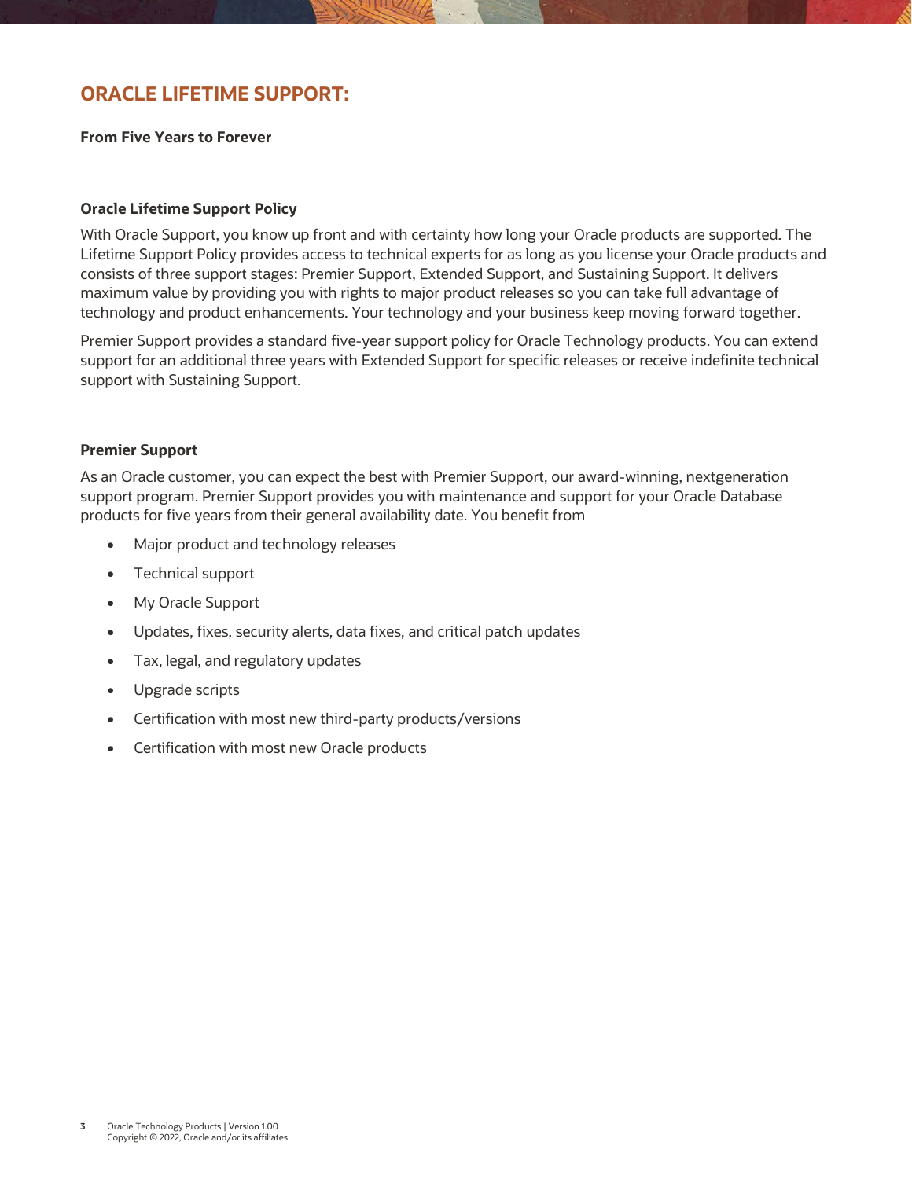## ORACLE LIFETIME SUPPORT:

**From Five Years to Forever**

### Oracle Lifetime Support Policy

With Oracle Support, you know up front and with certainty how long your Oracle products are supported. The Lifetime Support Policy provides access to technical experts for as long as you license your Oracle products and consists of three support stages: Premier Support, Extended Support, and Sustaining Support. It delivers maximum value by providing you with rights to major product releases so you can take full advantage of technology and product enhancements. Your technology and your business keep moving forward together.

Premier Support provides a standard five-year support policy for Oracle Technology products. You can extend support for an additional three years with Extended Support for specific releases or receive indefinite technical support with Sustaining Support.

### Premier Support

As an Oracle customer, you can expect the best with Premier Support, our award-winning, nextgeneration support program. Premier Support provides you with maintenance and support for your Oracle Database products for five years from their general availability date. You benefit from

- Major product and technology releases
- Technical support
- My Oracle Support
- Updates, fixes, security alerts, data fixes, and critical patch updates
- Tax, legal, and regulatory updates
- Upgrade scripts
- Certification with most new third-party products/versions
- Certification with most new Oracle products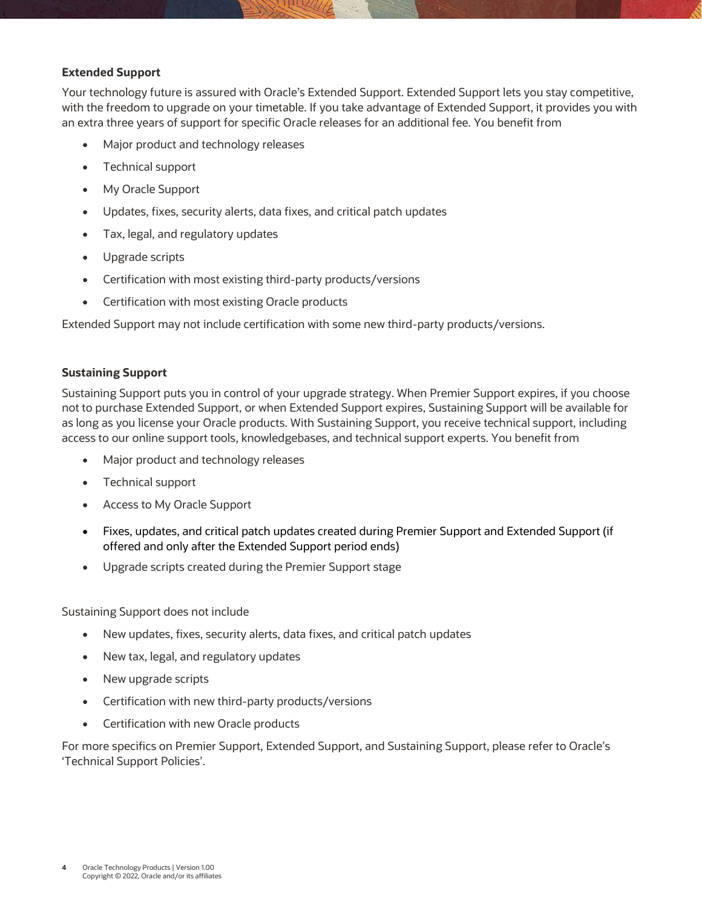### Extended Support

Your technology future is assured with Oracle's Extended Support. Extended Support lets you stay competitive, with the freedom to upgrade on your timetable. If you take advantage of Extended Support, it provides you with an extra three years of support for specific Oracle releases for an additional fee. You benefit from

- Major product and technology releases
- Technical support
- My Oracle Support
- Updates, fixes, security alerts, data fixes, and critical patch updates
- Tax, legal, and regulatory updates
- Upgrade scripts
- Certification with most existing third-party products/versions
- Certification with most existing Oracle products

Extended Support may not include certification with some new third-party products/versions.

### Sustaining Support

Sustaining Support puts you in control of your upgrade strategy. When Premier Support expires, if you choose not to purchase Extended Support, or when Extended Support expires, Sustaining Support will be available for as long as you license your Oracle products. With Sustaining Support, you receive technical support, including access to our online support tools, knowledgebases, and technical support experts. You benefit from

- Major product and technology releases
- Technical support
- Access to My Oracle Support
- Fixes, updates, and critical patch updates created during Premier Support and Extended Support (if offered and only after the Extended Support period ends)
- Upgrade scripts created during the Premier Support stage

Sustaining Support does not include

- New updates, fixes, security alerts, data fixes, and critical patch updates
- New tax, legal, and regulatory updates
- New upgrade scripts
- Certification with new third-party products/versions
- Certification with new Oracle products

For more specifics on Premier Support, Extended Support, and Sustaining Support, please refer to Oracle's 'Technical Support Policies'.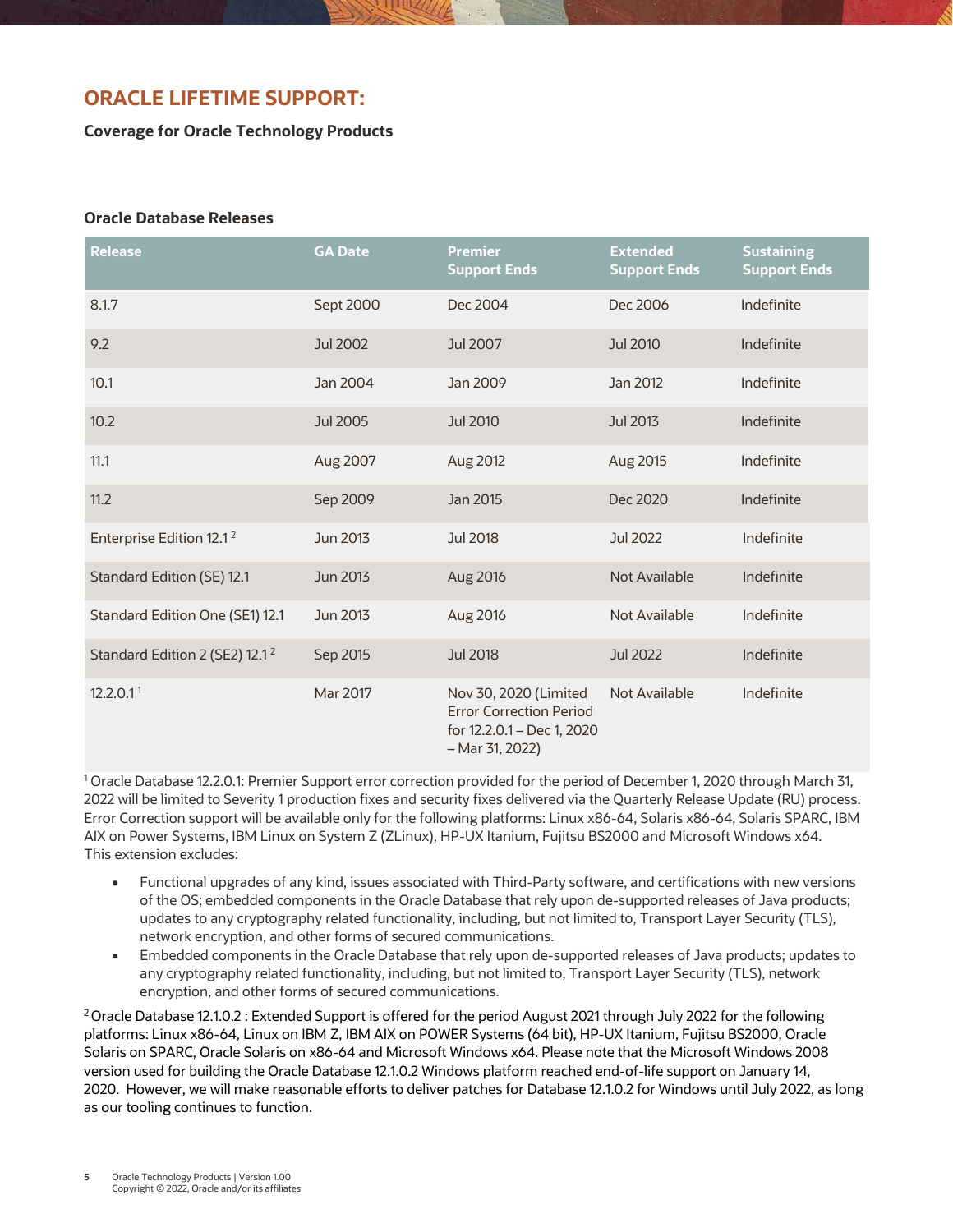## ORACLE LIFETIME SUPPORT:

**Coverage for Oracle Technology Products**

### Oracle Database Releases

| Release | GA Date | Premier Support Ends | Extended Support Ends | Sustaining Support Ends |
|---|---|---|---|---|
| 8.1.7 | Sept 2000 | Dec 2004 | Dec 2006 | Indefinite |
| 9.2 | Jul 2002 | Jul 2007 | Jul 2010 | Indefinite |
| 10.1 | Jan 2004 | Jan 2009 | Jan 2012 | Indefinite |
| 10.2 | Jul 2005 | Jul 2010 | Jul 2013 | Indefinite |
| 11.1 | Aug 2007 | Aug 2012 | Aug 2015 | Indefinite |
| 11.2 | Sep 2009 | Jan 2015 | Dec 2020 | Indefinite |
| Enterprise Edition 12.1 [2] | Jun 2013 | Jul 2018 | Jul 2022 | Indefinite |
| Standard Edition (SE) 12.1 | Jun 2013 | Aug 2016 | Not Available | Indefinite |
| Standard Edition One (SE1) 12.1 | Jun 2013 | Aug 2016 | Not Available | Indefinite |
| Standard Edition 2 (SE2) 12.1 [2] | Sep 2015 | Jul 2018 | Jul 2022 | Indefinite |
| 12.2.0.1 [1] | Mar 2017 | Nov 30, 2020 (Limited Error Correction Period for 12.2.0.1 – Dec 1, 2020 – Mar 31, 2022) | Not Available | Indefinite |

[1] Oracle Database 12.2.0.1: Premier Support error correction provided for the period of December 1, 2020 through March 31, 2022 will be limited to Severity 1 production fixes and security fixes delivered via the Quarterly Release Update (RU) process. Error Correction support will be available only for the following platforms: Linux x86-64, Solaris x86-64, Solaris SPARC, IBM AIX on Power Systems, IBM Linux on System Z (ZLinux), HP-UX Itanium, Fujitsu BS2000 and Microsoft Windows x64. This extension excludes:

- Functional upgrades of any kind, issues associated with Third-Party software, and certifications with new versions of the OS; embedded components in the Oracle Database that rely upon de-supported releases of Java products; updates to any cryptography related functionality, including, but not limited to, Transport Layer Security (TLS), network encryption, and other forms of secured communications.
- Embedded components in the Oracle Database that rely upon de-supported releases of Java products; updates to any cryptography related functionality, including, but not limited to, Transport Layer Security (TLS), network encryption, and other forms of secured communications.

[2] Oracle Database 12.1.0.2 : Extended Support is offered for the period August 2021 through July 2022 for the following platforms: Linux x86-64, Linux on IBM Z, IBM AIX on POWER Systems (64 bit), HP-UX Itanium, Fujitsu BS2000, Oracle Solaris on SPARC, Oracle Solaris on x86-64 and Microsoft Windows x64. Please note that the Microsoft Windows 2008 version used for building the Oracle Database 12.1.0.2 Windows platform reached end-of-life support on January 14, 2020. However, we will make reasonable efforts to deliver patches for Database 12.1.0.2 for Windows until July 2022, as long as our tooling continues to function.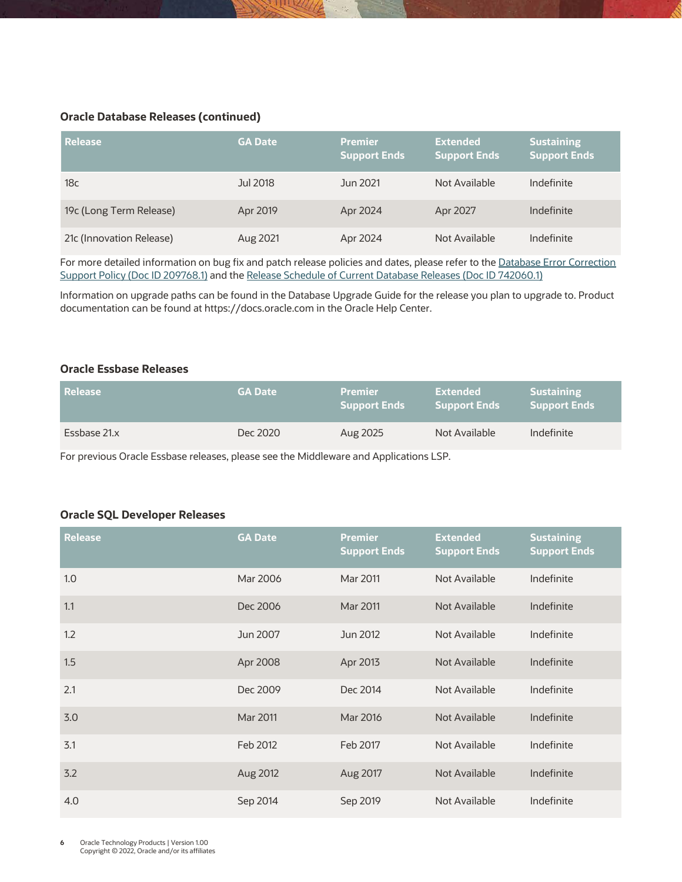### Oracle Database Releases (continued)

| Release | GA Date | Premier Support Ends | Extended Support Ends | Sustaining Support Ends |
|---|---|---|---|---|
| 18c | Jul 2018 | Jun 2021 | Not Available | Indefinite |
| 19c (Long Term Release) | Apr 2019 | Apr 2024 | Apr 2027 | Indefinite |
| 21c (Innovation Release) | Aug 2021 | Apr 2024 | Not Available | Indefinite |

For more detailed information on bug fix and patch release policies and dates, please refer to the [Database Error Correction Support Policy (Doc ID 209768.1)]() and the [Release Schedule of Current Database Releases (Doc ID 742060.1)]()

Information on upgrade paths can be found in the Database Upgrade Guide for the release you plan to upgrade to. Product documentation can be found at https://docs.oracle.com in the Oracle Help Center.

### Oracle Essbase Releases

| Release | GA Date | Premier Support Ends | Extended Support Ends | Sustaining Support Ends |
|---|---|---|---|---|
| Essbase 21.x | Dec 2020 | Aug 2025 | Not Available | Indefinite |

For previous Oracle Essbase releases, please see the Middleware and Applications LSP.

### Oracle SQL Developer Releases

| Release | GA Date | Premier Support Ends | Extended Support Ends | Sustaining Support Ends |
|---|---|---|---|---|
| 1.0 | Mar 2006 | Mar 2011 | Not Available | Indefinite |
| 1.1 | Dec 2006 | Mar 2011 | Not Available | Indefinite |
| 1.2 | Jun 2007 | Jun 2012 | Not Available | Indefinite |
| 1.5 | Apr 2008 | Apr 2013 | Not Available | Indefinite |
| 2.1 | Dec 2009 | Dec 2014 | Not Available | Indefinite |
| 3.0 | Mar 2011 | Mar 2016 | Not Available | Indefinite |
| 3.1 | Feb 2012 | Feb 2017 | Not Available | Indefinite |
| 3.2 | Aug 2012 | Aug 2017 | Not Available | Indefinite |
| 4.0 | Sep 2014 | Sep 2019 | Not Available | Indefinite |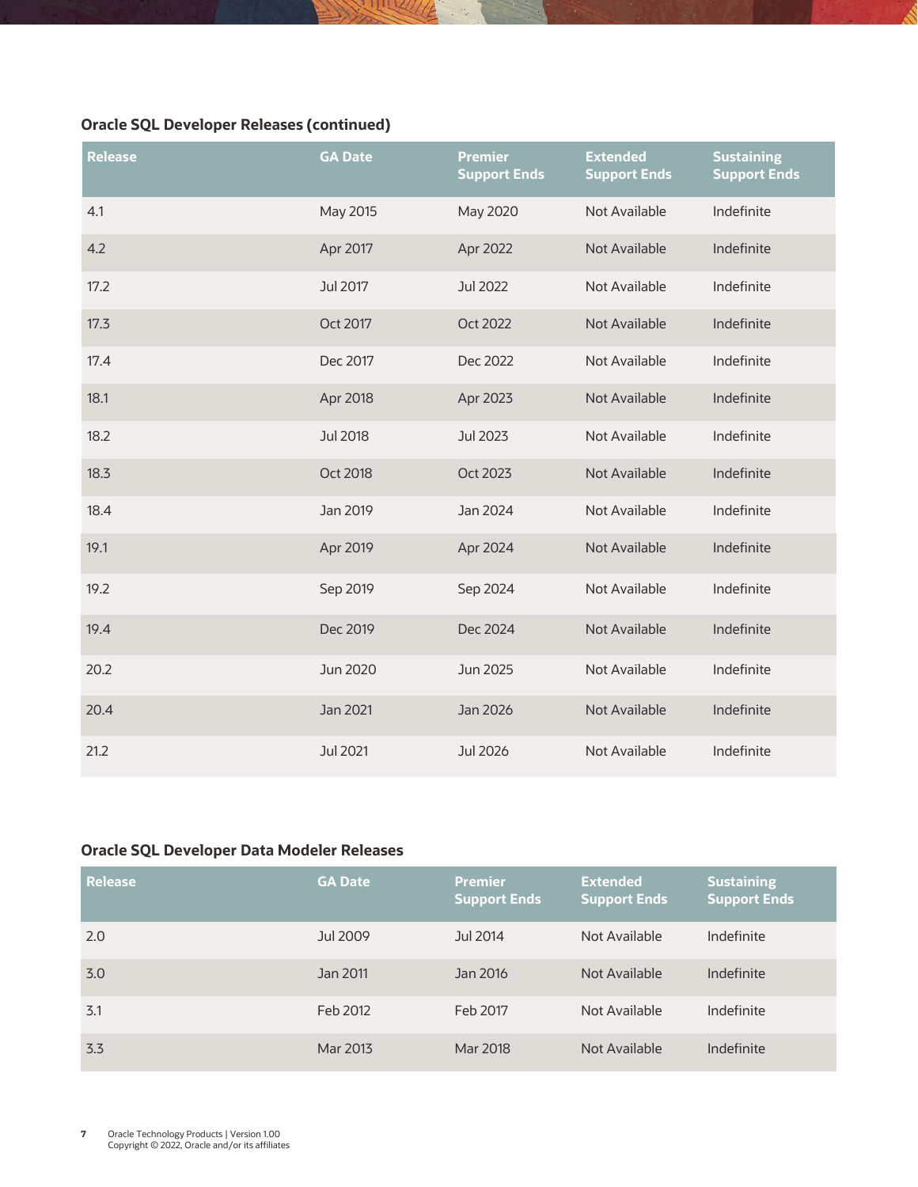### Oracle SQL Developer Releases (continued)

| Release | GA Date | Premier Support Ends | Extended Support Ends | Sustaining Support Ends |
|---|---|---|---|---|
| 4.1 | May 2015 | May 2020 | Not Available | Indefinite |
| 4.2 | Apr 2017 | Apr 2022 | Not Available | Indefinite |
| 17.2 | Jul 2017 | Jul 2022 | Not Available | Indefinite |
| 17.3 | Oct 2017 | Oct 2022 | Not Available | Indefinite |
| 17.4 | Dec 2017 | Dec 2022 | Not Available | Indefinite |
| 18.1 | Apr 2018 | Apr 2023 | Not Available | Indefinite |
| 18.2 | Jul 2018 | Jul 2023 | Not Available | Indefinite |
| 18.3 | Oct 2018 | Oct 2023 | Not Available | Indefinite |
| 18.4 | Jan 2019 | Jan 2024 | Not Available | Indefinite |
| 19.1 | Apr 2019 | Apr 2024 | Not Available | Indefinite |
| 19.2 | Sep 2019 | Sep 2024 | Not Available | Indefinite |
| 19.4 | Dec 2019 | Dec 2024 | Not Available | Indefinite |
| 20.2 | Jun 2020 | Jun 2025 | Not Available | Indefinite |
| 20.4 | Jan 2021 | Jan 2026 | Not Available | Indefinite |
| 21.2 | Jul 2021 | Jul 2026 | Not Available | Indefinite |

### Oracle SQL Developer Data Modeler Releases

| Release | GA Date | Premier Support Ends | Extended Support Ends | Sustaining Support Ends |
|---|---|---|---|---|
| 2.0 | Jul 2009 | Jul 2014 | Not Available | Indefinite |
| 3.0 | Jan 2011 | Jan 2016 | Not Available | Indefinite |
| 3.1 | Feb 2012 | Feb 2017 | Not Available | Indefinite |
| 3.3 | Mar 2013 | Mar 2018 | Not Available | Indefinite |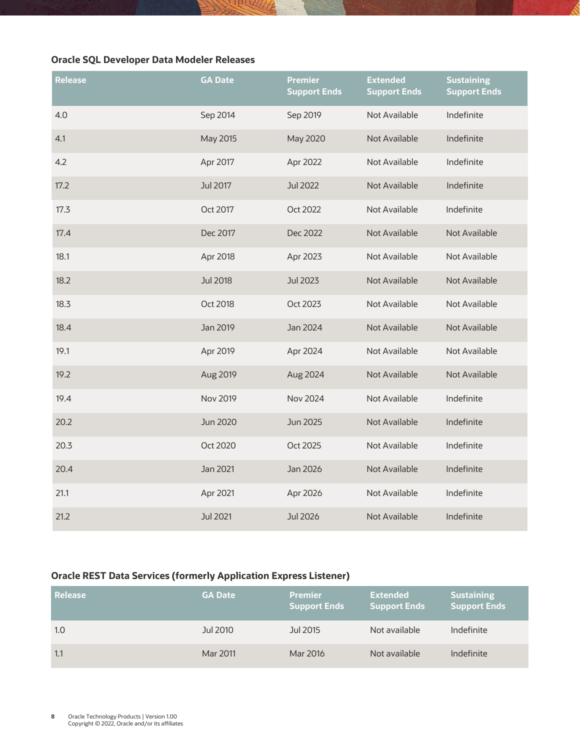### Oracle SQL Developer Data Modeler Releases

| Release | GA Date | Premier Support Ends | Extended Support Ends | Sustaining Support Ends |
|---|---|---|---|---|
| 4.0 | Sep 2014 | Sep 2019 | Not Available | Indefinite |
| 4.1 | May 2015 | May 2020 | Not Available | Indefinite |
| 4.2 | Apr 2017 | Apr 2022 | Not Available | Indefinite |
| 17.2 | Jul 2017 | Jul 2022 | Not Available | Indefinite |
| 17.3 | Oct 2017 | Oct 2022 | Not Available | Indefinite |
| 17.4 | Dec 2017 | Dec 2022 | Not Available | Not Available |
| 18.1 | Apr 2018 | Apr 2023 | Not Available | Not Available |
| 18.2 | Jul 2018 | Jul 2023 | Not Available | Not Available |
| 18.3 | Oct 2018 | Oct 2023 | Not Available | Not Available |
| 18.4 | Jan 2019 | Jan 2024 | Not Available | Not Available |
| 19.1 | Apr 2019 | Apr 2024 | Not Available | Not Available |
| 19.2 | Aug 2019 | Aug 2024 | Not Available | Not Available |
| 19.4 | Nov 2019 | Nov 2024 | Not Available | Indefinite |
| 20.2 | Jun 2020 | Jun 2025 | Not Available | Indefinite |
| 20.3 | Oct 2020 | Oct 2025 | Not Available | Indefinite |
| 20.4 | Jan 2021 | Jan 2026 | Not Available | Indefinite |
| 21.1 | Apr 2021 | Apr 2026 | Not Available | Indefinite |
| 21.2 | Jul 2021 | Jul 2026 | Not Available | Indefinite |

### Oracle REST Data Services (formerly Application Express Listener)

| Release | GA Date | Premier Support Ends | Extended Support Ends | Sustaining Support Ends |
|---|---|---|---|---|
| 1.0 | Jul 2010 | Jul 2015 | Not available | Indefinite |
| 1.1 | Mar 2011 | Mar 2016 | Not available | Indefinite |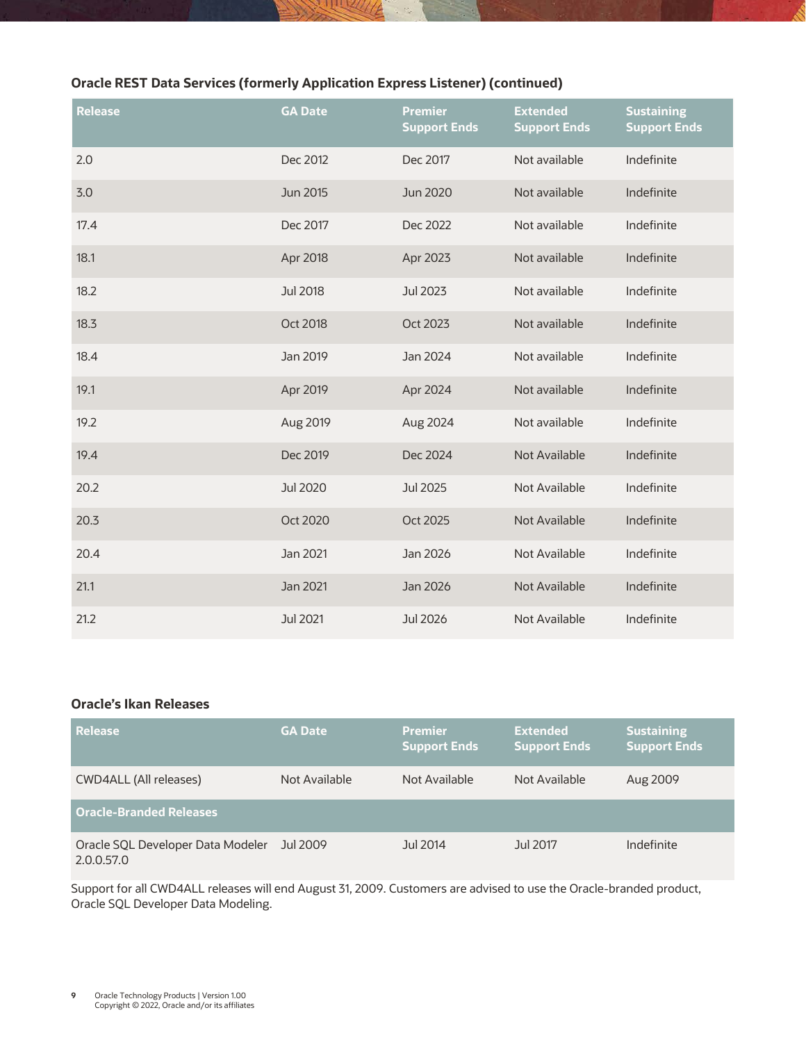### Oracle REST Data Services (formerly Application Express Listener) (continued)

| Release | GA Date | Premier Support Ends | Extended Support Ends | Sustaining Support Ends |
|---|---|---|---|---|
| 2.0 | Dec 2012 | Dec 2017 | Not available | Indefinite |
| 3.0 | Jun 2015 | Jun 2020 | Not available | Indefinite |
| 17.4 | Dec 2017 | Dec 2022 | Not available | Indefinite |
| 18.1 | Apr 2018 | Apr 2023 | Not available | Indefinite |
| 18.2 | Jul 2018 | Jul 2023 | Not available | Indefinite |
| 18.3 | Oct 2018 | Oct 2023 | Not available | Indefinite |
| 18.4 | Jan 2019 | Jan 2024 | Not available | Indefinite |
| 19.1 | Apr 2019 | Apr 2024 | Not available | Indefinite |
| 19.2 | Aug 2019 | Aug 2024 | Not available | Indefinite |
| 19.4 | Dec 2019 | Dec 2024 | Not Available | Indefinite |
| 20.2 | Jul 2020 | Jul 2025 | Not Available | Indefinite |
| 20.3 | Oct 2020 | Oct 2025 | Not Available | Indefinite |
| 20.4 | Jan 2021 | Jan 2026 | Not Available | Indefinite |
| 21.1 | Jan 2021 | Jan 2026 | Not Available | Indefinite |
| 21.2 | Jul 2021 | Jul 2026 | Not Available | Indefinite |

### Oracle's Ikan Releases

| Release | GA Date | Premier Support Ends | Extended Support Ends | Sustaining Support Ends |
|---|---|---|---|---|
| CWD4ALL (All releases) | Not Available | Not Available | Not Available | Aug 2009 |
| **Oracle-Branded Releases** | | | | |
| Oracle SQL Developer Data Modeler 2.0.0.57.0 | Jul 2009 | Jul 2014 | Jul 2017 | Indefinite |

Support for all CWD4ALL releases will end August 31, 2009. Customers are advised to use the Oracle-branded product, Oracle SQL Developer Data Modeling.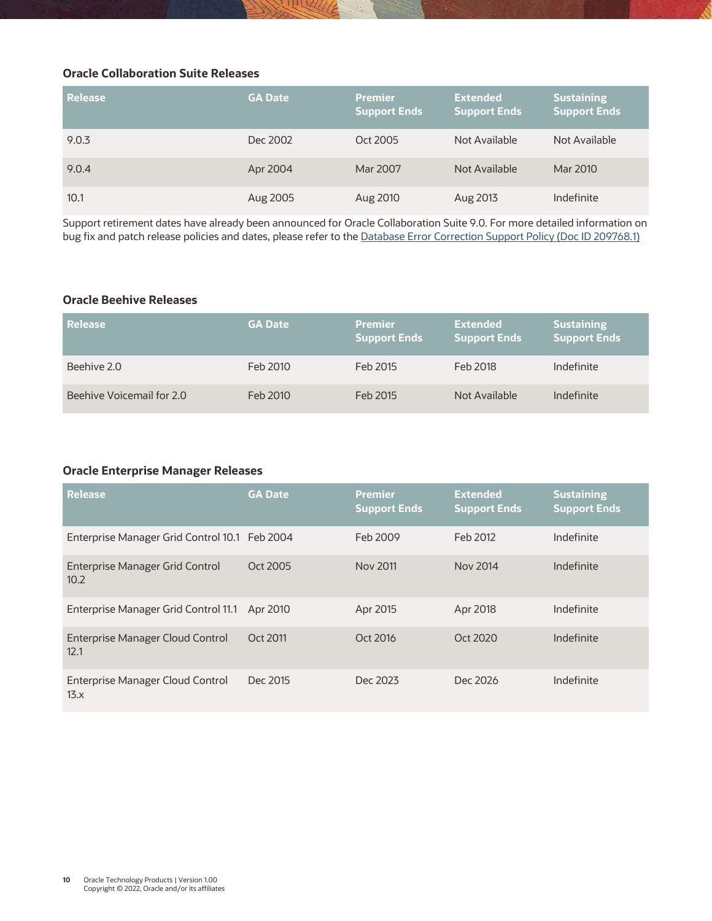### Oracle Collaboration Suite Releases

| Release | GA Date | Premier Support Ends | Extended Support Ends | Sustaining Support Ends |
| --- | --- | --- | --- | --- |
| 9.0.3 | Dec 2002 | Oct 2005 | Not Available | Not Available |
| 9.0.4 | Apr 2004 | Mar 2007 | Not Available | Mar 2010 |
| 10.1 | Aug 2005 | Aug 2010 | Aug 2013 | Indefinite |

Support retirement dates have already been announced for Oracle Collaboration Suite 9.0. For more detailed information on bug fix and patch release policies and dates, please refer to the Database Error Correction Support Policy (Doc ID 209768.1)

### Oracle Beehive Releases

| Release | GA Date | Premier Support Ends | Extended Support Ends | Sustaining Support Ends |
| --- | --- | --- | --- | --- |
| Beehive 2.0 | Feb 2010 | Feb 2015 | Feb 2018 | Indefinite |
| Beehive Voicemail for 2.0 | Feb 2010 | Feb 2015 | Not Available | Indefinite |

### Oracle Enterprise Manager Releases

| Release | GA Date | Premier Support Ends | Extended Support Ends | Sustaining Support Ends |
| --- | --- | --- | --- | --- |
| Enterprise Manager Grid Control 10.1 | Feb 2004 | Feb 2009 | Feb 2012 | Indefinite |
| Enterprise Manager Grid Control 10.2 | Oct 2005 | Nov 2011 | Nov 2014 | Indefinite |
| Enterprise Manager Grid Control 11.1 | Apr 2010 | Apr 2015 | Apr 2018 | Indefinite |
| Enterprise Manager Cloud Control 12.1 | Oct 2011 | Oct 2016 | Oct 2020 | Indefinite |
| Enterprise Manager Cloud Control 13.x | Dec 2015 | Dec 2023 | Dec 2026 | Indefinite |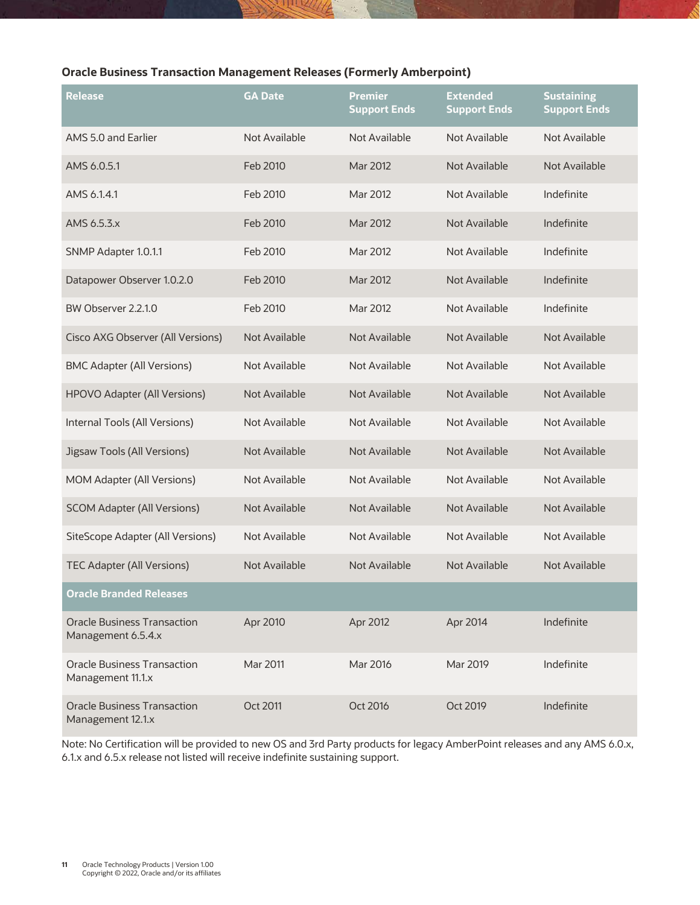### Oracle Business Transaction Management Releases (Formerly Amberpoint)

| Release | GA Date | Premier Support Ends | Extended Support Ends | Sustaining Support Ends |
|---|---|---|---|---|
| AMS 5.0 and Earlier | Not Available | Not Available | Not Available | Not Available |
| AMS 6.0.5.1 | Feb 2010 | Mar 2012 | Not Available | Not Available |
| AMS 6.1.4.1 | Feb 2010 | Mar 2012 | Not Available | Indefinite |
| AMS 6.5.3.x | Feb 2010 | Mar 2012 | Not Available | Indefinite |
| SNMP Adapter 1.0.1.1 | Feb 2010 | Mar 2012 | Not Available | Indefinite |
| Datapower Observer 1.0.2.0 | Feb 2010 | Mar 2012 | Not Available | Indefinite |
| BW Observer 2.2.1.0 | Feb 2010 | Mar 2012 | Not Available | Indefinite |
| Cisco AXG Observer (All Versions) | Not Available | Not Available | Not Available | Not Available |
| BMC Adapter (All Versions) | Not Available | Not Available | Not Available | Not Available |
| HPOVO Adapter (All Versions) | Not Available | Not Available | Not Available | Not Available |
| Internal Tools (All Versions) | Not Available | Not Available | Not Available | Not Available |
| Jigsaw Tools (All Versions) | Not Available | Not Available | Not Available | Not Available |
| MOM Adapter (All Versions) | Not Available | Not Available | Not Available | Not Available |
| SCOM Adapter (All Versions) | Not Available | Not Available | Not Available | Not Available |
| SiteScope Adapter (All Versions) | Not Available | Not Available | Not Available | Not Available |
| TEC Adapter (All Versions) | Not Available | Not Available | Not Available | Not Available |
| **Oracle Branded Releases** | | | | |
| Oracle Business Transaction Management 6.5.4.x | Apr 2010 | Apr 2012 | Apr 2014 | Indefinite |
| Oracle Business Transaction Management 11.1.x | Mar 2011 | Mar 2016 | Mar 2019 | Indefinite |
| Oracle Business Transaction Management 12.1.x | Oct 2011 | Oct 2016 | Oct 2019 | Indefinite |

Note: No Certification will be provided to new OS and 3rd Party products for legacy AmberPoint releases and any AMS 6.0.x, 6.1.x and 6.5.x release not listed will receive indefinite sustaining support.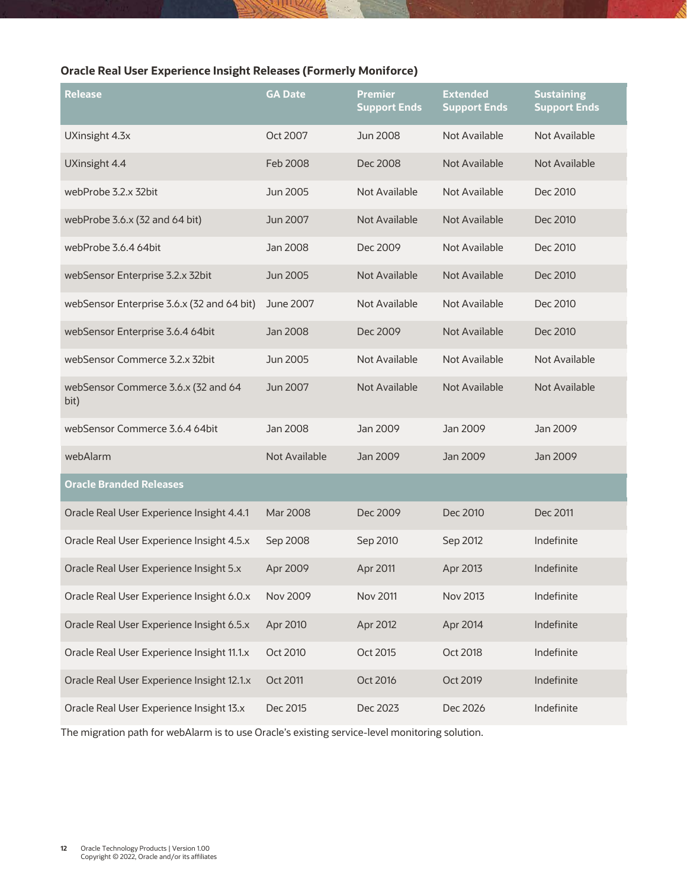**Oracle Real User Experience Insight Releases (Formerly Moniforce)**

| Release | GA Date | Premier Support Ends | Extended Support Ends | Sustaining Support Ends |
|---|---|---|---|---|
| UXinsight 4.3x | Oct 2007 | Jun 2008 | Not Available | Not Available |
| UXinsight 4.4 | Feb 2008 | Dec 2008 | Not Available | Not Available |
| webProbe 3.2.x 32bit | Jun 2005 | Not Available | Not Available | Dec 2010 |
| webProbe 3.6.x (32 and 64 bit) | Jun 2007 | Not Available | Not Available | Dec 2010 |
| webProbe 3.6.4 64bit | Jan 2008 | Dec 2009 | Not Available | Dec 2010 |
| webSensor Enterprise 3.2.x 32bit | Jun 2005 | Not Available | Not Available | Dec 2010 |
| webSensor Enterprise 3.6.x (32 and 64 bit) | June 2007 | Not Available | Not Available | Dec 2010 |
| webSensor Enterprise 3.6.4 64bit | Jan 2008 | Dec 2009 | Not Available | Dec 2010 |
| webSensor Commerce 3.2.x 32bit | Jun 2005 | Not Available | Not Available | Not Available |
| webSensor Commerce 3.6.x (32 and 64 bit) | Jun 2007 | Not Available | Not Available | Not Available |
| webSensor Commerce 3.6.4 64bit | Jan 2008 | Jan 2009 | Jan 2009 | Jan 2009 |
| webAlarm | Not Available | Jan 2009 | Jan 2009 | Jan 2009 |
| **Oracle Branded Releases** | | | | |
| Oracle Real User Experience Insight 4.4.1 | Mar 2008 | Dec 2009 | Dec 2010 | Dec 2011 |
| Oracle Real User Experience Insight 4.5.x | Sep 2008 | Sep 2010 | Sep 2012 | Indefinite |
| Oracle Real User Experience Insight 5.x | Apr 2009 | Apr 2011 | Apr 2013 | Indefinite |
| Oracle Real User Experience Insight 6.0.x | Nov 2009 | Nov 2011 | Nov 2013 | Indefinite |
| Oracle Real User Experience Insight 6.5.x | Apr 2010 | Apr 2012 | Apr 2014 | Indefinite |
| Oracle Real User Experience Insight 11.1.x | Oct 2010 | Oct 2015 | Oct 2018 | Indefinite |
| Oracle Real User Experience Insight 12.1.x | Oct 2011 | Oct 2016 | Oct 2019 | Indefinite |
| Oracle Real User Experience Insight 13.x | Dec 2015 | Dec 2023 | Dec 2026 | Indefinite |

The migration path for webAlarm is to use Oracle's existing service-level monitoring solution.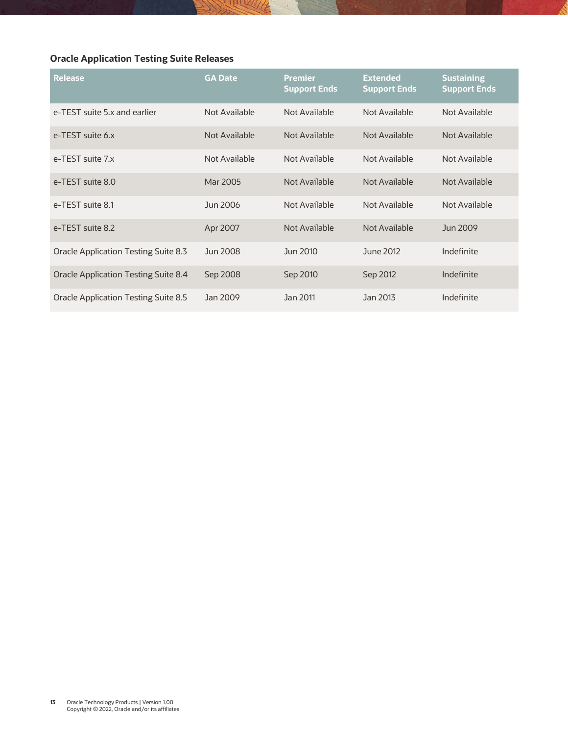### Oracle Application Testing Suite Releases

| Release | GA Date | Premier Support Ends | Extended Support Ends | Sustaining Support Ends |
|---|---|---|---|---|
| e-TEST suite 5.x and earlier | Not Available | Not Available | Not Available | Not Available |
| e-TEST suite 6.x | Not Available | Not Available | Not Available | Not Available |
| e-TEST suite 7.x | Not Available | Not Available | Not Available | Not Available |
| e-TEST suite 8.0 | Mar 2005 | Not Available | Not Available | Not Available |
| e-TEST suite 8.1 | Jun 2006 | Not Available | Not Available | Not Available |
| e-TEST suite 8.2 | Apr 2007 | Not Available | Not Available | Jun 2009 |
| Oracle Application Testing Suite 8.3 | Jun 2008 | Jun 2010 | June 2012 | Indefinite |
| Oracle Application Testing Suite 8.4 | Sep 2008 | Sep 2010 | Sep 2012 | Indefinite |
| Oracle Application Testing Suite 8.5 | Jan 2009 | Jan 2011 | Jan 2013 | Indefinite |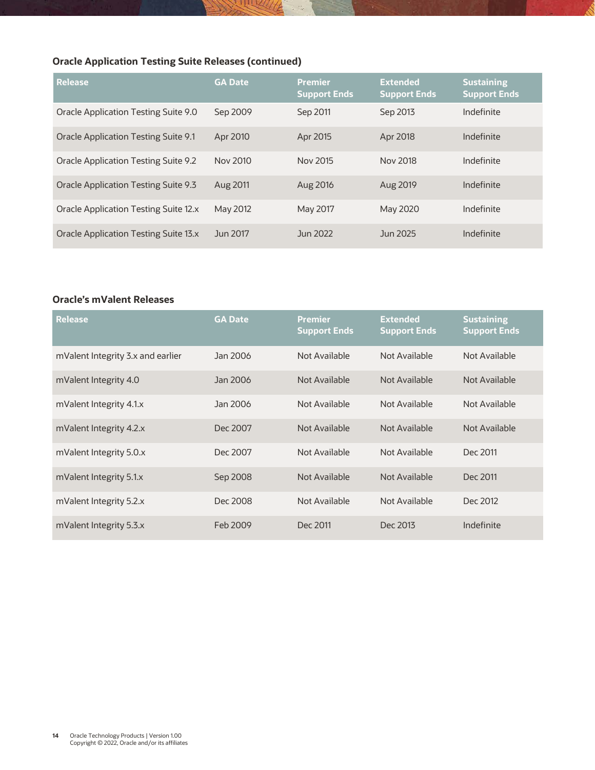### Oracle Application Testing Suite Releases (continued)

| Release | GA Date | Premier Support Ends | Extended Support Ends | Sustaining Support Ends |
|---|---|---|---|---|
| Oracle Application Testing Suite 9.0 | Sep 2009 | Sep 2011 | Sep 2013 | Indefinite |
| Oracle Application Testing Suite 9.1 | Apr 2010 | Apr 2015 | Apr 2018 | Indefinite |
| Oracle Application Testing Suite 9.2 | Nov 2010 | Nov 2015 | Nov 2018 | Indefinite |
| Oracle Application Testing Suite 9.3 | Aug 2011 | Aug 2016 | Aug 2019 | Indefinite |
| Oracle Application Testing Suite 12.x | May 2012 | May 2017 | May 2020 | Indefinite |
| Oracle Application Testing Suite 13.x | Jun 2017 | Jun 2022 | Jun 2025 | Indefinite |

### Oracle's mValent Releases

| Release | GA Date | Premier Support Ends | Extended Support Ends | Sustaining Support Ends |
|---|---|---|---|---|
| mValent Integrity 3.x and earlier | Jan 2006 | Not Available | Not Available | Not Available |
| mValent Integrity 4.0 | Jan 2006 | Not Available | Not Available | Not Available |
| mValent Integrity 4.1.x | Jan 2006 | Not Available | Not Available | Not Available |
| mValent Integrity 4.2.x | Dec 2007 | Not Available | Not Available | Not Available |
| mValent Integrity 5.0.x | Dec 2007 | Not Available | Not Available | Dec 2011 |
| mValent Integrity 5.1.x | Sep 2008 | Not Available | Not Available | Dec 2011 |
| mValent Integrity 5.2.x | Dec 2008 | Not Available | Not Available | Dec 2012 |
| mValent Integrity 5.3.x | Feb 2009 | Dec 2011 | Dec 2013 | Indefinite |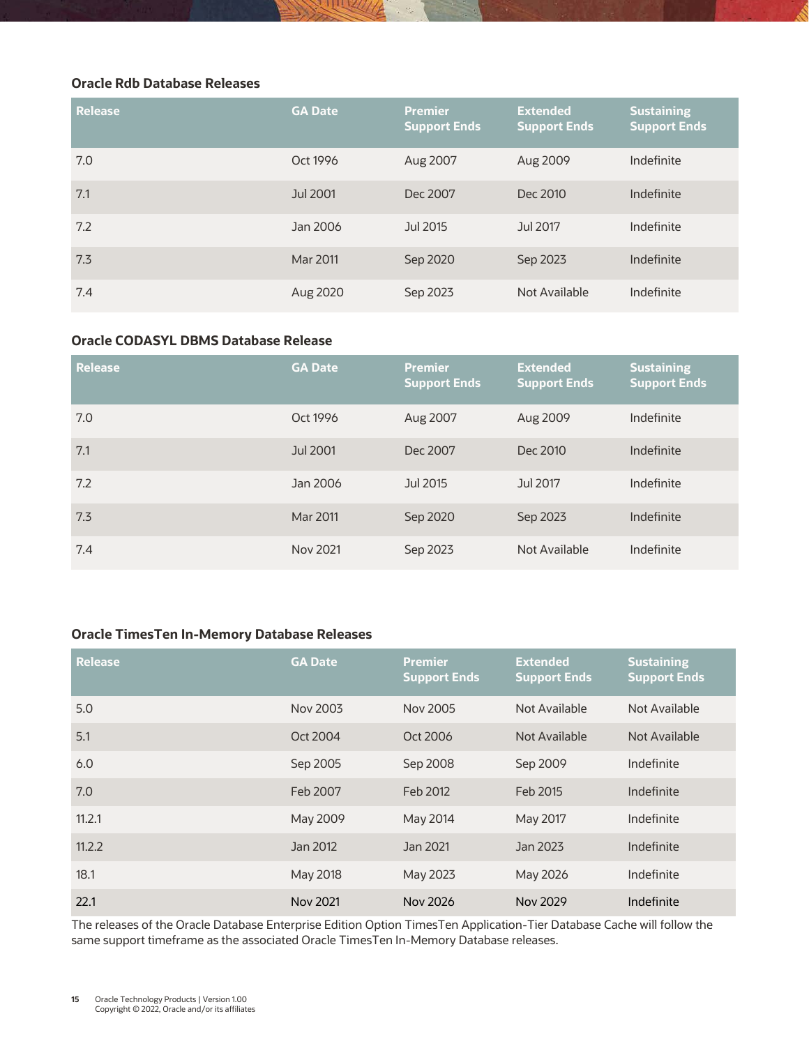### Oracle Rdb Database Releases

| Release | GA Date | Premier Support Ends | Extended Support Ends | Sustaining Support Ends |
|---|---|---|---|---|
| 7.0 | Oct 1996 | Aug 2007 | Aug 2009 | Indefinite |
| 7.1 | Jul 2001 | Dec 2007 | Dec 2010 | Indefinite |
| 7.2 | Jan 2006 | Jul 2015 | Jul 2017 | Indefinite |
| 7.3 | Mar 2011 | Sep 2020 | Sep 2023 | Indefinite |
| 7.4 | Aug 2020 | Sep 2023 | Not Available | Indefinite |

### Oracle CODASYL DBMS Database Release

| Release | GA Date | Premier Support Ends | Extended Support Ends | Sustaining Support Ends |
|---|---|---|---|---|
| 7.0 | Oct 1996 | Aug 2007 | Aug 2009 | Indefinite |
| 7.1 | Jul 2001 | Dec 2007 | Dec 2010 | Indefinite |
| 7.2 | Jan 2006 | Jul 2015 | Jul 2017 | Indefinite |
| 7.3 | Mar 2011 | Sep 2020 | Sep 2023 | Indefinite |
| 7.4 | Nov 2021 | Sep 2023 | Not Available | Indefinite |

### Oracle TimesTen In-Memory Database Releases

| Release | GA Date | Premier Support Ends | Extended Support Ends | Sustaining Support Ends |
|---|---|---|---|---|
| 5.0 | Nov 2003 | Nov 2005 | Not Available | Not Available |
| 5.1 | Oct 2004 | Oct 2006 | Not Available | Not Available |
| 6.0 | Sep 2005 | Sep 2008 | Sep 2009 | Indefinite |
| 7.0 | Feb 2007 | Feb 2012 | Feb 2015 | Indefinite |
| 11.2.1 | May 2009 | May 2014 | May 2017 | Indefinite |
| 11.2.2 | Jan 2012 | Jan 2021 | Jan 2023 | Indefinite |
| 18.1 | May 2018 | May 2023 | May 2026 | Indefinite |
| 22.1 | Nov 2021 | Nov 2026 | Nov 2029 | Indefinite |

The releases of the Oracle Database Enterprise Edition Option TimesTen Application-Tier Database Cache will follow the same support timeframe as the associated Oracle TimesTen In-Memory Database releases.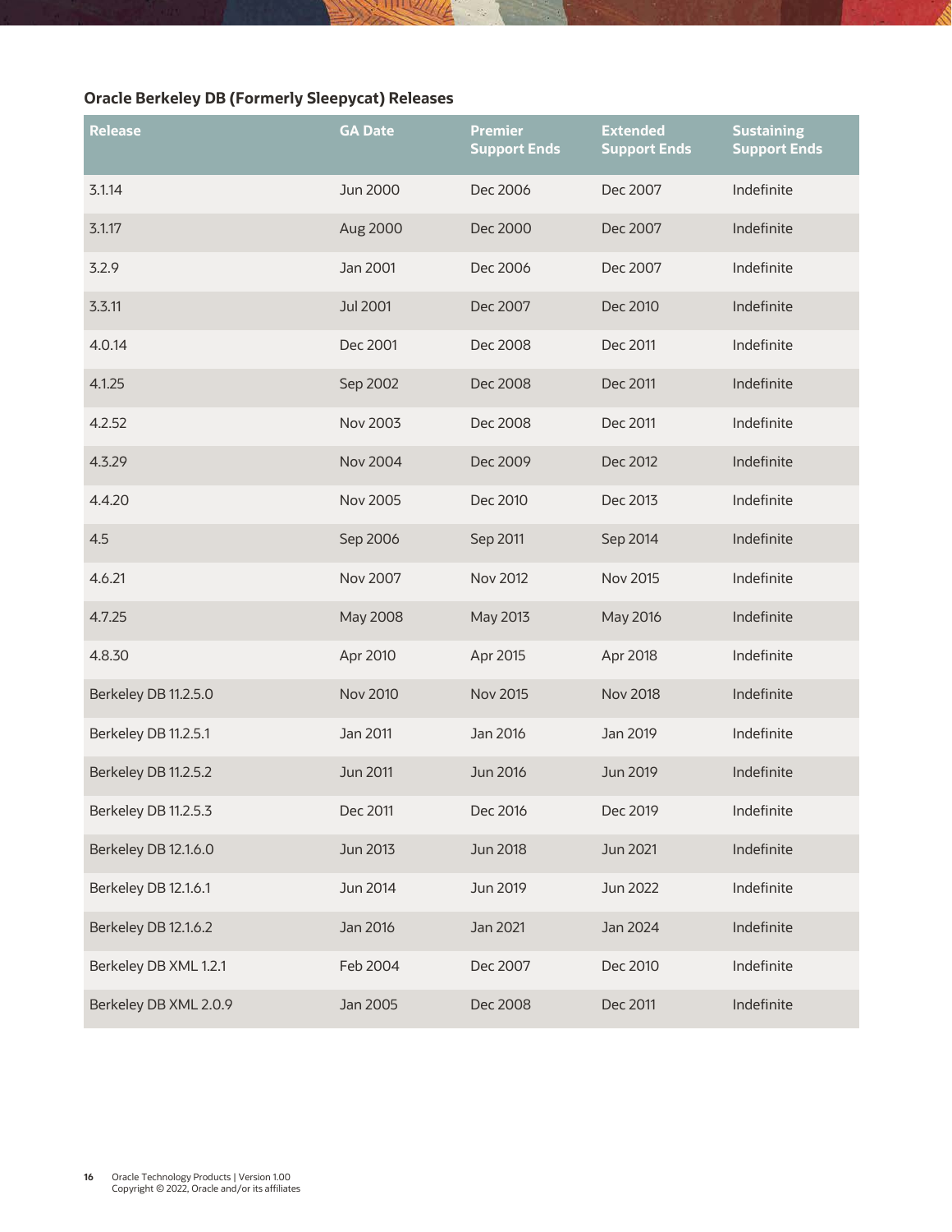### Oracle Berkeley DB (Formerly Sleepycat) Releases

| Release | GA Date | Premier Support Ends | Extended Support Ends | Sustaining Support Ends |
|---|---|---|---|---|
| 3.1.14 | Jun 2000 | Dec 2006 | Dec 2007 | Indefinite |
| 3.1.17 | Aug 2000 | Dec 2000 | Dec 2007 | Indefinite |
| 3.2.9 | Jan 2001 | Dec 2006 | Dec 2007 | Indefinite |
| 3.3.11 | Jul 2001 | Dec 2007 | Dec 2010 | Indefinite |
| 4.0.14 | Dec 2001 | Dec 2008 | Dec 2011 | Indefinite |
| 4.1.25 | Sep 2002 | Dec 2008 | Dec 2011 | Indefinite |
| 4.2.52 | Nov 2003 | Dec 2008 | Dec 2011 | Indefinite |
| 4.3.29 | Nov 2004 | Dec 2009 | Dec 2012 | Indefinite |
| 4.4.20 | Nov 2005 | Dec 2010 | Dec 2013 | Indefinite |
| 4.5 | Sep 2006 | Sep 2011 | Sep 2014 | Indefinite |
| 4.6.21 | Nov 2007 | Nov 2012 | Nov 2015 | Indefinite |
| 4.7.25 | May 2008 | May 2013 | May 2016 | Indefinite |
| 4.8.30 | Apr 2010 | Apr 2015 | Apr 2018 | Indefinite |
| Berkeley DB 11.2.5.0 | Nov 2010 | Nov 2015 | Nov 2018 | Indefinite |
| Berkeley DB 11.2.5.1 | Jan 2011 | Jan 2016 | Jan 2019 | Indefinite |
| Berkeley DB 11.2.5.2 | Jun 2011 | Jun 2016 | Jun 2019 | Indefinite |
| Berkeley DB 11.2.5.3 | Dec 2011 | Dec 2016 | Dec 2019 | Indefinite |
| Berkeley DB 12.1.6.0 | Jun 2013 | Jun 2018 | Jun 2021 | Indefinite |
| Berkeley DB 12.1.6.1 | Jun 2014 | Jun 2019 | Jun 2022 | Indefinite |
| Berkeley DB 12.1.6.2 | Jan 2016 | Jan 2021 | Jan 2024 | Indefinite |
| Berkeley DB XML 1.2.1 | Feb 2004 | Dec 2007 | Dec 2010 | Indefinite |
| Berkeley DB XML 2.0.9 | Jan 2005 | Dec 2008 | Dec 2011 | Indefinite |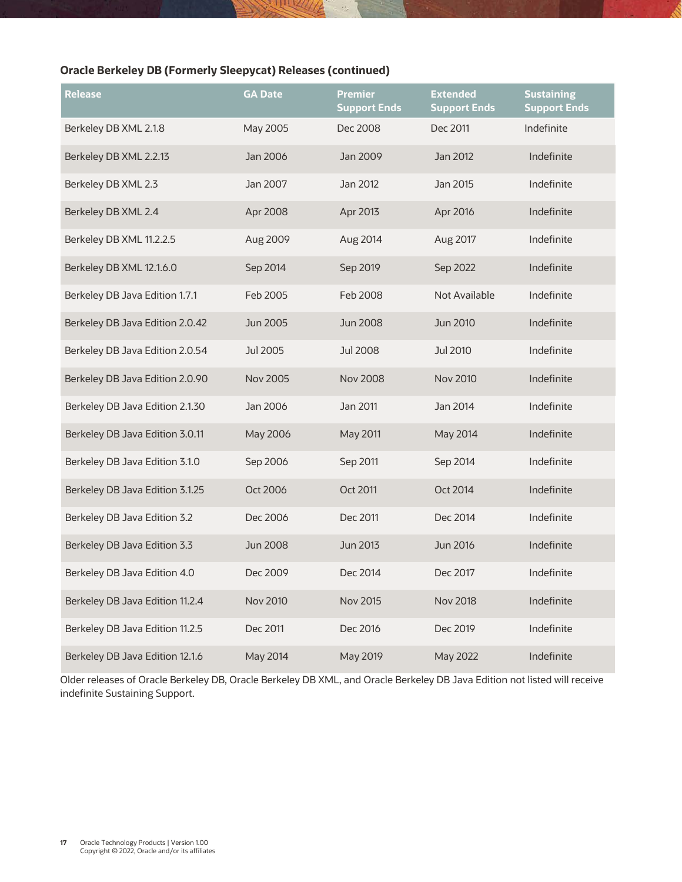**Oracle Berkeley DB (Formerly Sleepycat) Releases (continued)**

| Release | GA Date | Premier Support Ends | Extended Support Ends | Sustaining Support Ends |
|---|---|---|---|---|
| Berkeley DB XML 2.1.8 | May 2005 | Dec 2008 | Dec 2011 | Indefinite |
| Berkeley DB XML 2.2.13 | Jan 2006 | Jan 2009 | Jan 2012 | Indefinite |
| Berkeley DB XML 2.3 | Jan 2007 | Jan 2012 | Jan 2015 | Indefinite |
| Berkeley DB XML 2.4 | Apr 2008 | Apr 2013 | Apr 2016 | Indefinite |
| Berkeley DB XML 11.2.2.5 | Aug 2009 | Aug 2014 | Aug 2017 | Indefinite |
| Berkeley DB XML 12.1.6.0 | Sep 2014 | Sep 2019 | Sep 2022 | Indefinite |
| Berkeley DB Java Edition 1.7.1 | Feb 2005 | Feb 2008 | Not Available | Indefinite |
| Berkeley DB Java Edition 2.0.42 | Jun 2005 | Jun 2008 | Jun 2010 | Indefinite |
| Berkeley DB Java Edition 2.0.54 | Jul 2005 | Jul 2008 | Jul 2010 | Indefinite |
| Berkeley DB Java Edition 2.0.90 | Nov 2005 | Nov 2008 | Nov 2010 | Indefinite |
| Berkeley DB Java Edition 2.1.30 | Jan 2006 | Jan 2011 | Jan 2014 | Indefinite |
| Berkeley DB Java Edition 3.0.11 | May 2006 | May 2011 | May 2014 | Indefinite |
| Berkeley DB Java Edition 3.1.0 | Sep 2006 | Sep 2011 | Sep 2014 | Indefinite |
| Berkeley DB Java Edition 3.1.25 | Oct 2006 | Oct 2011 | Oct 2014 | Indefinite |
| Berkeley DB Java Edition 3.2 | Dec 2006 | Dec 2011 | Dec 2014 | Indefinite |
| Berkeley DB Java Edition 3.3 | Jun 2008 | Jun 2013 | Jun 2016 | Indefinite |
| Berkeley DB Java Edition 4.0 | Dec 2009 | Dec 2014 | Dec 2017 | Indefinite |
| Berkeley DB Java Edition 11.2.4 | Nov 2010 | Nov 2015 | Nov 2018 | Indefinite |
| Berkeley DB Java Edition 11.2.5 | Dec 2011 | Dec 2016 | Dec 2019 | Indefinite |
| Berkeley DB Java Edition 12.1.6 | May 2014 | May 2019 | May 2022 | Indefinite |

Older releases of Oracle Berkeley DB, Oracle Berkeley DB XML, and Oracle Berkeley DB Java Edition not listed will receive indefinite Sustaining Support.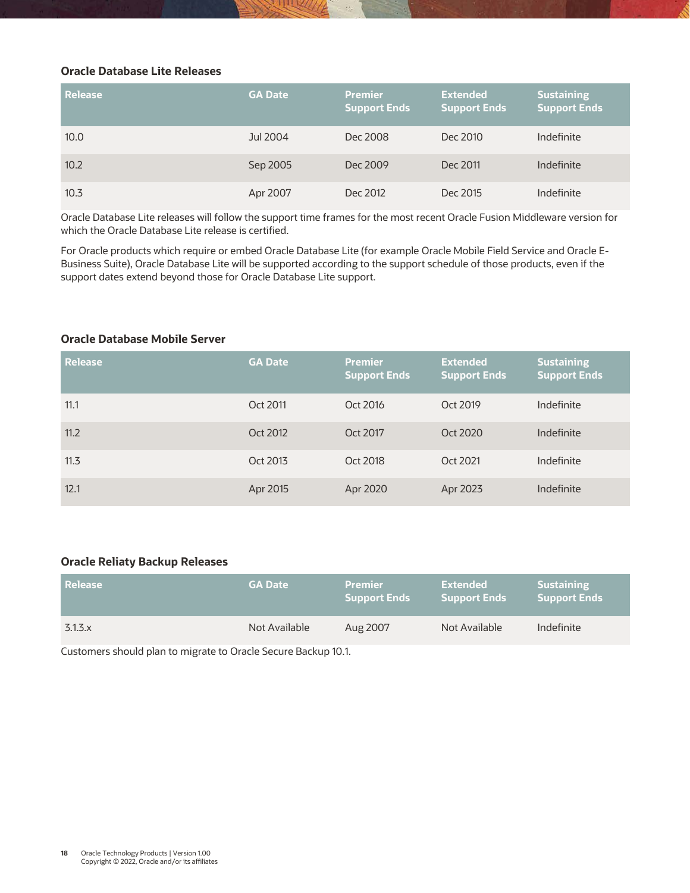### Oracle Database Lite Releases

| Release | GA Date | Premier Support Ends | Extended Support Ends | Sustaining Support Ends |
| --- | --- | --- | --- | --- |
| 10.0 | Jul 2004 | Dec 2008 | Dec 2010 | Indefinite |
| 10.2 | Sep 2005 | Dec 2009 | Dec 2011 | Indefinite |
| 10.3 | Apr 2007 | Dec 2012 | Dec 2015 | Indefinite |

Oracle Database Lite releases will follow the support time frames for the most recent Oracle Fusion Middleware version for which the Oracle Database Lite release is certified.

For Oracle products which require or embed Oracle Database Lite (for example Oracle Mobile Field Service and Oracle E-Business Suite), Oracle Database Lite will be supported according to the support schedule of those products, even if the support dates extend beyond those for Oracle Database Lite support.

### Oracle Database Mobile Server

| Release | GA Date | Premier Support Ends | Extended Support Ends | Sustaining Support Ends |
| --- | --- | --- | --- | --- |
| 11.1 | Oct 2011 | Oct 2016 | Oct 2019 | Indefinite |
| 11.2 | Oct 2012 | Oct 2017 | Oct 2020 | Indefinite |
| 11.3 | Oct 2013 | Oct 2018 | Oct 2021 | Indefinite |
| 12.1 | Apr 2015 | Apr 2020 | Apr 2023 | Indefinite |

### Oracle Reliaty Backup Releases

| Release | GA Date | Premier Support Ends | Extended Support Ends | Sustaining Support Ends |
| --- | --- | --- | --- | --- |
| 3.1.3.x | Not Available | Aug 2007 | Not Available | Indefinite |

Customers should plan to migrate to Oracle Secure Backup 10.1.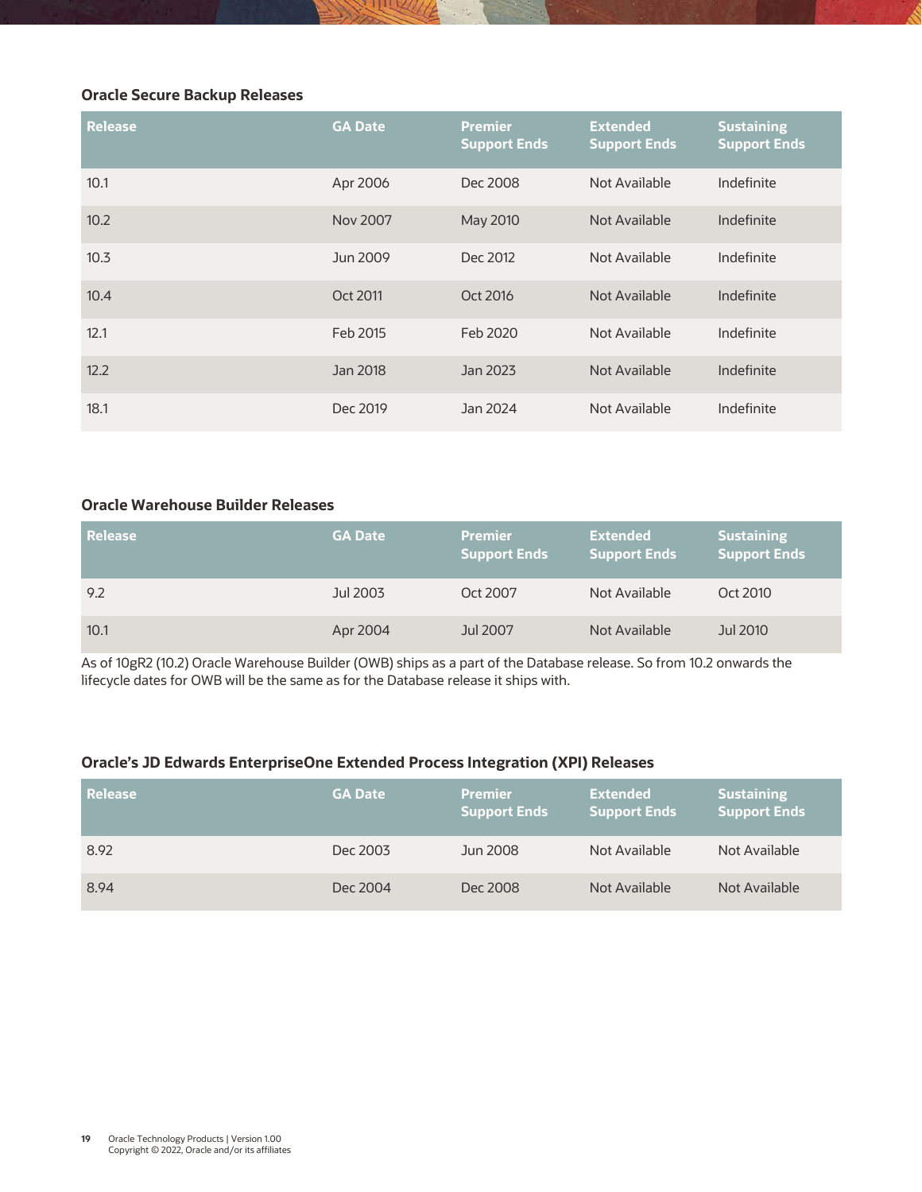### Oracle Secure Backup Releases

| Release | GA Date | Premier Support Ends | Extended Support Ends | Sustaining Support Ends |
|---|---|---|---|---|
| 10.1 | Apr 2006 | Dec 2008 | Not Available | Indefinite |
| 10.2 | Nov 2007 | May 2010 | Not Available | Indefinite |
| 10.3 | Jun 2009 | Dec 2012 | Not Available | Indefinite |
| 10.4 | Oct 2011 | Oct 2016 | Not Available | Indefinite |
| 12.1 | Feb 2015 | Feb 2020 | Not Available | Indefinite |
| 12.2 | Jan 2018 | Jan 2023 | Not Available | Indefinite |
| 18.1 | Dec 2019 | Jan 2024 | Not Available | Indefinite |

### Oracle Warehouse Builder Releases

| Release | GA Date | Premier Support Ends | Extended Support Ends | Sustaining Support Ends |
|---|---|---|---|---|
| 9.2 | Jul 2003 | Oct 2007 | Not Available | Oct 2010 |
| 10.1 | Apr 2004 | Jul 2007 | Not Available | Jul 2010 |

As of 10gR2 (10.2) Oracle Warehouse Builder (OWB) ships as a part of the Database release. So from 10.2 onwards the lifecycle dates for OWB will be the same as for the Database release it ships with.

### Oracle's JD Edwards EnterpriseOne Extended Process Integration (XPI) Releases

| Release | GA Date | Premier Support Ends | Extended Support Ends | Sustaining Support Ends |
|---|---|---|---|---|
| 8.92 | Dec 2003 | Jun 2008 | Not Available | Not Available |
| 8.94 | Dec 2004 | Dec 2008 | Not Available | Not Available |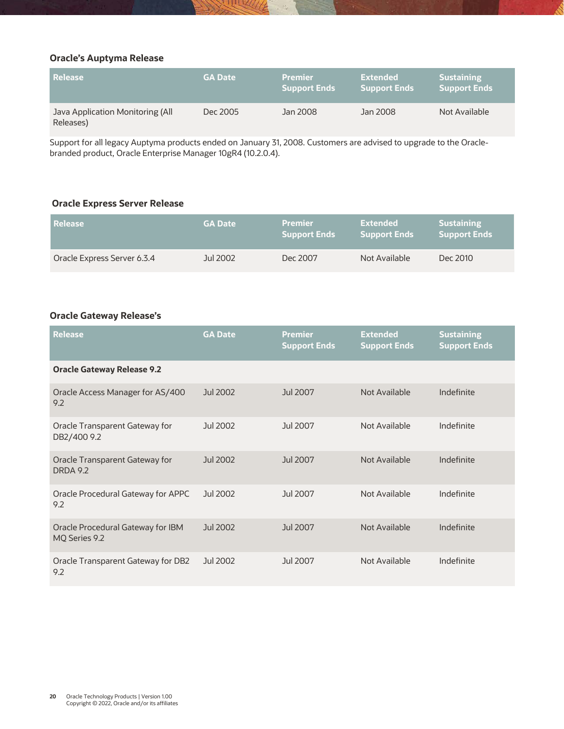### Oracle's Auptyma Release

| Release | GA Date | Premier Support Ends | Extended Support Ends | Sustaining Support Ends |
|---|---|---|---|---|
| Java Application Monitoring (All Releases) | Dec 2005 | Jan 2008 | Jan 2008 | Not Available |

Support for all legacy Auptyma products ended on January 31, 2008. Customers are advised to upgrade to the Oracle-branded product, Oracle Enterprise Manager 10gR4 (10.2.0.4).

### Oracle Express Server Release

| Release | GA Date | Premier Support Ends | Extended Support Ends | Sustaining Support Ends |
|---|---|---|---|---|
| Oracle Express Server 6.3.4 | Jul 2002 | Dec 2007 | Not Available | Dec 2010 |

### Oracle Gateway Release's

| Release | GA Date | Premier Support Ends | Extended Support Ends | Sustaining Support Ends |
|---|---|---|---|---|
| **Oracle Gateway Release 9.2** | | | | |
| Oracle Access Manager for AS/400 9.2 | Jul 2002 | Jul 2007 | Not Available | Indefinite |
| Oracle Transparent Gateway for DB2/400 9.2 | Jul 2002 | Jul 2007 | Not Available | Indefinite |
| Oracle Transparent Gateway for DRDA 9.2 | Jul 2002 | Jul 2007 | Not Available | Indefinite |
| Oracle Procedural Gateway for APPC 9.2 | Jul 2002 | Jul 2007 | Not Available | Indefinite |
| Oracle Procedural Gateway for IBM MQ Series 9.2 | Jul 2002 | Jul 2007 | Not Available | Indefinite |
| Oracle Transparent Gateway for DB2 9.2 | Jul 2002 | Jul 2007 | Not Available | Indefinite |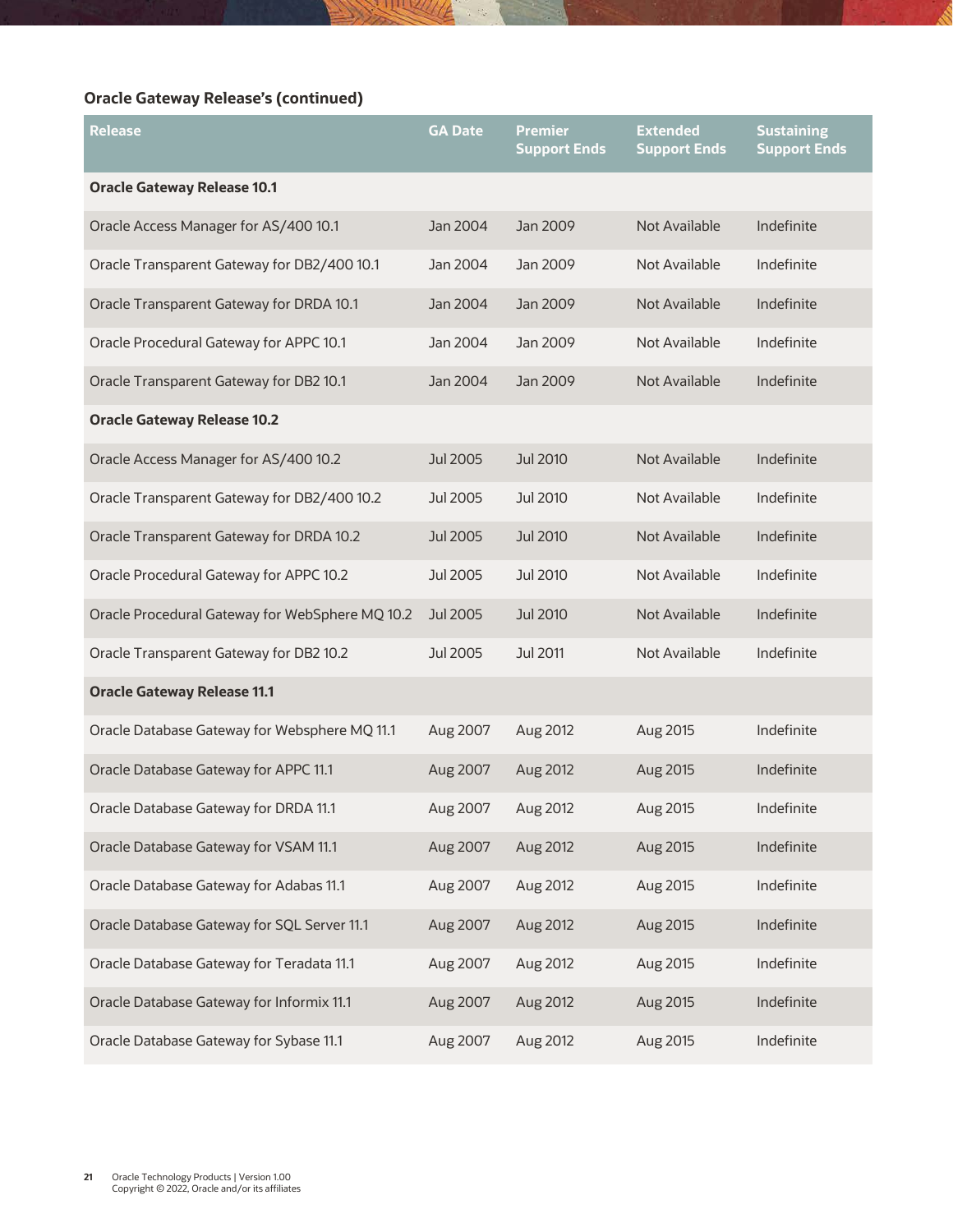**Oracle Gateway Release's (continued)**

| Release | GA Date | Premier Support Ends | Extended Support Ends | Sustaining Support Ends |
|---|---|---|---|---|
| **Oracle Gateway Release 10.1** | | | | |
| Oracle Access Manager for AS/400 10.1 | Jan 2004 | Jan 2009 | Not Available | Indefinite |
| Oracle Transparent Gateway for DB2/400 10.1 | Jan 2004 | Jan 2009 | Not Available | Indefinite |
| Oracle Transparent Gateway for DRDA 10.1 | Jan 2004 | Jan 2009 | Not Available | Indefinite |
| Oracle Procedural Gateway for APPC 10.1 | Jan 2004 | Jan 2009 | Not Available | Indefinite |
| Oracle Transparent Gateway for DB2 10.1 | Jan 2004 | Jan 2009 | Not Available | Indefinite |
| **Oracle Gateway Release 10.2** | | | | |
| Oracle Access Manager for AS/400 10.2 | Jul 2005 | Jul 2010 | Not Available | Indefinite |
| Oracle Transparent Gateway for DB2/400 10.2 | Jul 2005 | Jul 2010 | Not Available | Indefinite |
| Oracle Transparent Gateway for DRDA 10.2 | Jul 2005 | Jul 2010 | Not Available | Indefinite |
| Oracle Procedural Gateway for APPC 10.2 | Jul 2005 | Jul 2010 | Not Available | Indefinite |
| Oracle Procedural Gateway for WebSphere MQ 10.2 | Jul 2005 | Jul 2010 | Not Available | Indefinite |
| Oracle Transparent Gateway for DB2 10.2 | Jul 2005 | Jul 2011 | Not Available | Indefinite |
| **Oracle Gateway Release 11.1** | | | | |
| Oracle Database Gateway for Websphere MQ 11.1 | Aug 2007 | Aug 2012 | Aug 2015 | Indefinite |
| Oracle Database Gateway for APPC 11.1 | Aug 2007 | Aug 2012 | Aug 2015 | Indefinite |
| Oracle Database Gateway for DRDA 11.1 | Aug 2007 | Aug 2012 | Aug 2015 | Indefinite |
| Oracle Database Gateway for VSAM 11.1 | Aug 2007 | Aug 2012 | Aug 2015 | Indefinite |
| Oracle Database Gateway for Adabas 11.1 | Aug 2007 | Aug 2012 | Aug 2015 | Indefinite |
| Oracle Database Gateway for SQL Server 11.1 | Aug 2007 | Aug 2012 | Aug 2015 | Indefinite |
| Oracle Database Gateway for Teradata 11.1 | Aug 2007 | Aug 2012 | Aug 2015 | Indefinite |
| Oracle Database Gateway for Informix 11.1 | Aug 2007 | Aug 2012 | Aug 2015 | Indefinite |
| Oracle Database Gateway for Sybase 11.1 | Aug 2007 | Aug 2012 | Aug 2015 | Indefinite |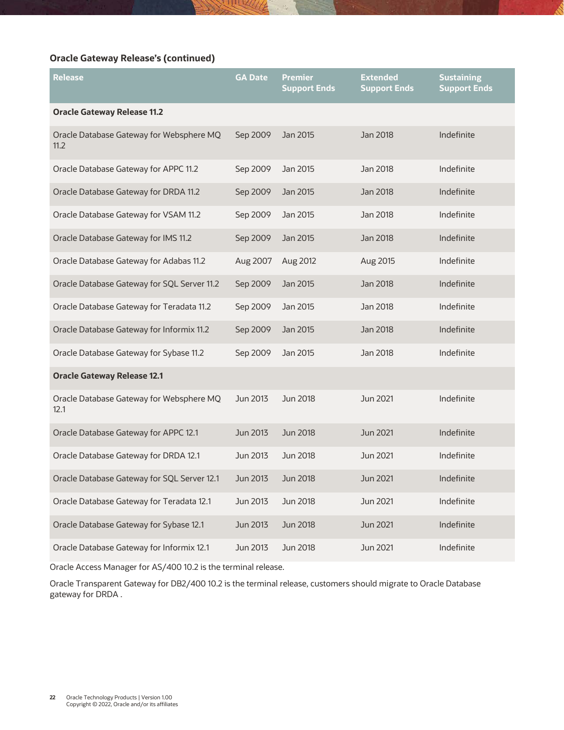### Oracle Gateway Release's (continued)

| Release | GA Date | Premier Support Ends | Extended Support Ends | Sustaining Support Ends |
|---|---|---|---|---|
| **Oracle Gateway Release 11.2** | | | | |
| Oracle Database Gateway for Websphere MQ 11.2 | Sep 2009 | Jan 2015 | Jan 2018 | Indefinite |
| Oracle Database Gateway for APPC 11.2 | Sep 2009 | Jan 2015 | Jan 2018 | Indefinite |
| Oracle Database Gateway for DRDA 11.2 | Sep 2009 | Jan 2015 | Jan 2018 | Indefinite |
| Oracle Database Gateway for VSAM 11.2 | Sep 2009 | Jan 2015 | Jan 2018 | Indefinite |
| Oracle Database Gateway for IMS 11.2 | Sep 2009 | Jan 2015 | Jan 2018 | Indefinite |
| Oracle Database Gateway for Adabas 11.2 | Aug 2007 | Aug 2012 | Aug 2015 | Indefinite |
| Oracle Database Gateway for SQL Server 11.2 | Sep 2009 | Jan 2015 | Jan 2018 | Indefinite |
| Oracle Database Gateway for Teradata 11.2 | Sep 2009 | Jan 2015 | Jan 2018 | Indefinite |
| Oracle Database Gateway for Informix 11.2 | Sep 2009 | Jan 2015 | Jan 2018 | Indefinite |
| Oracle Database Gateway for Sybase 11.2 | Sep 2009 | Jan 2015 | Jan 2018 | Indefinite |
| **Oracle Gateway Release 12.1** | | | | |
| Oracle Database Gateway for Websphere MQ 12.1 | Jun 2013 | Jun 2018 | Jun 2021 | Indefinite |
| Oracle Database Gateway for APPC 12.1 | Jun 2013 | Jun 2018 | Jun 2021 | Indefinite |
| Oracle Database Gateway for DRDA 12.1 | Jun 2013 | Jun 2018 | Jun 2021 | Indefinite |
| Oracle Database Gateway for SQL Server 12.1 | Jun 2013 | Jun 2018 | Jun 2021 | Indefinite |
| Oracle Database Gateway for Teradata 12.1 | Jun 2013 | Jun 2018 | Jun 2021 | Indefinite |
| Oracle Database Gateway for Sybase 12.1 | Jun 2013 | Jun 2018 | Jun 2021 | Indefinite |
| Oracle Database Gateway for Informix 12.1 | Jun 2013 | Jun 2018 | Jun 2021 | Indefinite |

Oracle Access Manager for AS/400 10.2 is the terminal release.

Oracle Transparent Gateway for DB2/400 10.2 is the terminal release, customers should migrate to Oracle Database gateway for DRDA .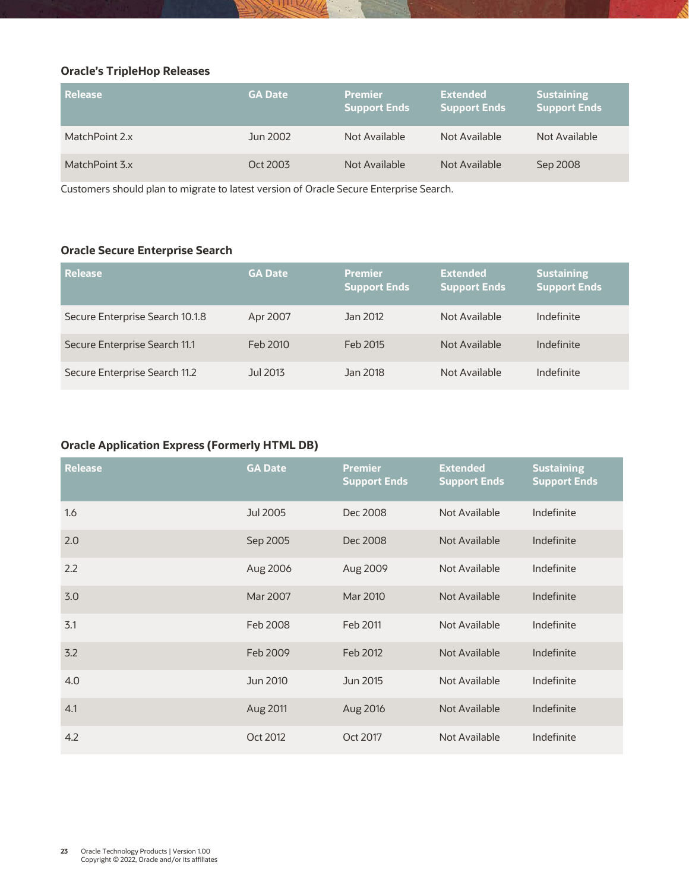### Oracle's TripleHop Releases

| Release | GA Date | Premier Support Ends | Extended Support Ends | Sustaining Support Ends |
|---|---|---|---|---|
| MatchPoint 2.x | Jun 2002 | Not Available | Not Available | Not Available |
| MatchPoint 3.x | Oct 2003 | Not Available | Not Available | Sep 2008 |

Customers should plan to migrate to latest version of Oracle Secure Enterprise Search.

### Oracle Secure Enterprise Search

| Release | GA Date | Premier Support Ends | Extended Support Ends | Sustaining Support Ends |
|---|---|---|---|---|
| Secure Enterprise Search 10.1.8 | Apr 2007 | Jan 2012 | Not Available | Indefinite |
| Secure Enterprise Search 11.1 | Feb 2010 | Feb 2015 | Not Available | Indefinite |
| Secure Enterprise Search 11.2 | Jul 2013 | Jan 2018 | Not Available | Indefinite |

### Oracle Application Express (Formerly HTML DB)

| Release | GA Date | Premier Support Ends | Extended Support Ends | Sustaining Support Ends |
|---|---|---|---|---|
| 1.6 | Jul 2005 | Dec 2008 | Not Available | Indefinite |
| 2.0 | Sep 2005 | Dec 2008 | Not Available | Indefinite |
| 2.2 | Aug 2006 | Aug 2009 | Not Available | Indefinite |
| 3.0 | Mar 2007 | Mar 2010 | Not Available | Indefinite |
| 3.1 | Feb 2008 | Feb 2011 | Not Available | Indefinite |
| 3.2 | Feb 2009 | Feb 2012 | Not Available | Indefinite |
| 4.0 | Jun 2010 | Jun 2015 | Not Available | Indefinite |
| 4.1 | Aug 2011 | Aug 2016 | Not Available | Indefinite |
| 4.2 | Oct 2012 | Oct 2017 | Not Available | Indefinite |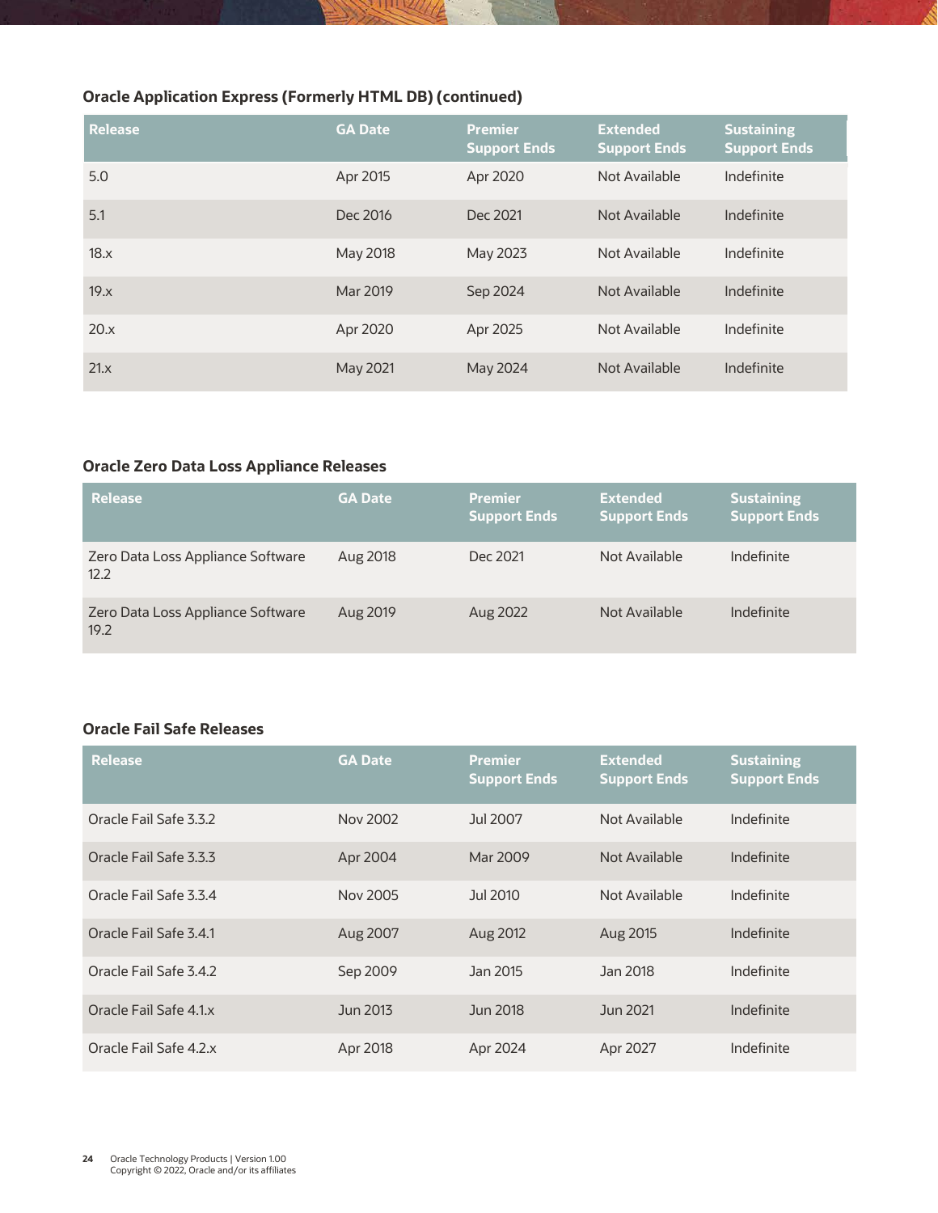### Oracle Application Express (Formerly HTML DB) (continued)

| Release | GA Date | Premier Support Ends | Extended Support Ends | Sustaining Support Ends |
|---|---|---|---|---|
| 5.0 | Apr 2015 | Apr 2020 | Not Available | Indefinite |
| 5.1 | Dec 2016 | Dec 2021 | Not Available | Indefinite |
| 18.x | May 2018 | May 2023 | Not Available | Indefinite |
| 19.x | Mar 2019 | Sep 2024 | Not Available | Indefinite |
| 20.x | Apr 2020 | Apr 2025 | Not Available | Indefinite |
| 21.x | May 2021 | May 2024 | Not Available | Indefinite |

### Oracle Zero Data Loss Appliance Releases

| Release | GA Date | Premier Support Ends | Extended Support Ends | Sustaining Support Ends |
|---|---|---|---|---|
| Zero Data Loss Appliance Software 12.2 | Aug 2018 | Dec 2021 | Not Available | Indefinite |
| Zero Data Loss Appliance Software 19.2 | Aug 2019 | Aug 2022 | Not Available | Indefinite |

### Oracle Fail Safe Releases

| Release | GA Date | Premier Support Ends | Extended Support Ends | Sustaining Support Ends |
|---|---|---|---|---|
| Oracle Fail Safe 3.3.2 | Nov 2002 | Jul 2007 | Not Available | Indefinite |
| Oracle Fail Safe 3.3.3 | Apr 2004 | Mar 2009 | Not Available | Indefinite |
| Oracle Fail Safe 3.3.4 | Nov 2005 | Jul 2010 | Not Available | Indefinite |
| Oracle Fail Safe 3.4.1 | Aug 2007 | Aug 2012 | Aug 2015 | Indefinite |
| Oracle Fail Safe 3.4.2 | Sep 2009 | Jan 2015 | Jan 2018 | Indefinite |
| Oracle Fail Safe 4.1.x | Jun 2013 | Jun 2018 | Jun 2021 | Indefinite |
| Oracle Fail Safe 4.2.x | Apr 2018 | Apr 2024 | Apr 2027 | Indefinite |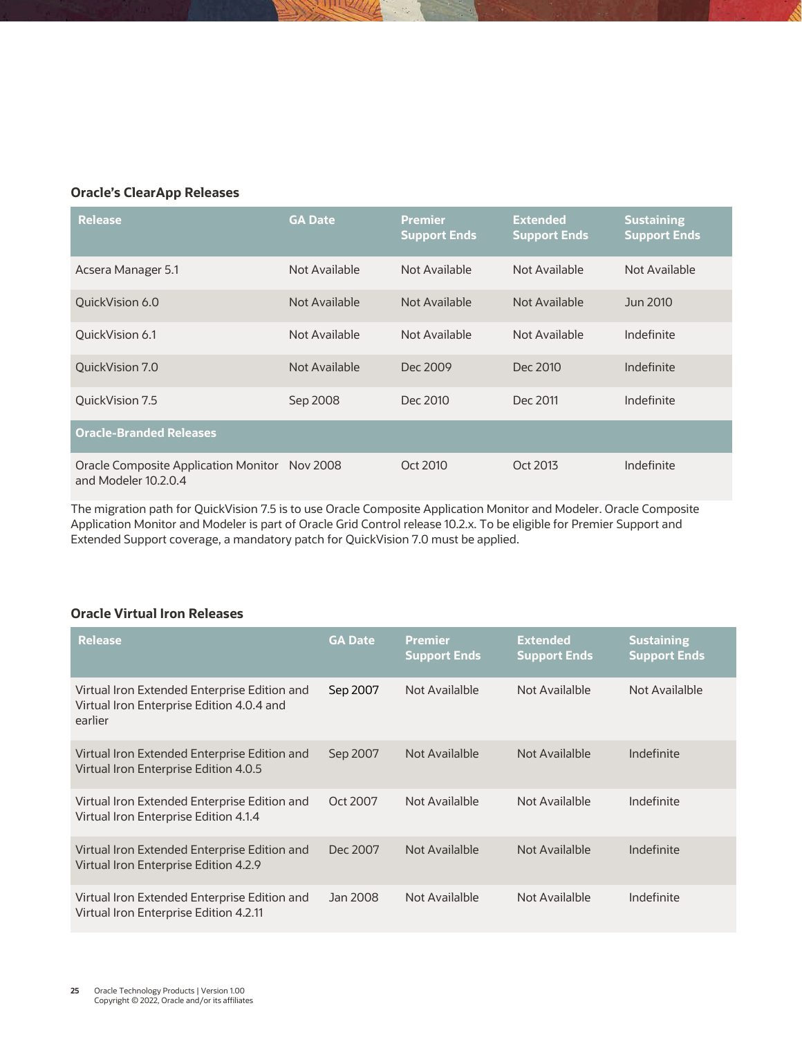### Oracle's ClearApp Releases

| Release | GA Date | Premier Support Ends | Extended Support Ends | Sustaining Support Ends |
|---|---|---|---|---|
| Acsera Manager 5.1 | Not Available | Not Available | Not Available | Not Available |
| QuickVision 6.0 | Not Available | Not Available | Not Available | Jun 2010 |
| QuickVision 6.1 | Not Available | Not Available | Not Available | Indefinite |
| QuickVision 7.0 | Not Available | Dec 2009 | Dec 2010 | Indefinite |
| QuickVision 7.5 | Sep 2008 | Dec 2010 | Dec 2011 | Indefinite |
| **Oracle-Branded Releases** | | | | |
| Oracle Composite Application Monitor and Modeler 10.2.0.4 | Nov 2008 | Oct 2010 | Oct 2013 | Indefinite |

The migration path for QuickVision 7.5 is to use Oracle Composite Application Monitor and Modeler. Oracle Composite Application Monitor and Modeler is part of Oracle Grid Control release 10.2.x. To be eligible for Premier Support and Extended Support coverage, a mandatory patch for QuickVision 7.0 must be applied.

### Oracle Virtual Iron Releases

| Release | GA Date | Premier Support Ends | Extended Support Ends | Sustaining Support Ends |
|---|---|---|---|---|
| Virtual Iron Extended Enterprise Edition and Virtual Iron Enterprise Edition 4.0.4 and earlier | Sep 2007 | Not Availalble | Not Availalble | Not Availalble |
| Virtual Iron Extended Enterprise Edition and Virtual Iron Enterprise Edition 4.0.5 | Sep 2007 | Not Availalble | Not Availalble | Indefinite |
| Virtual Iron Extended Enterprise Edition and Virtual Iron Enterprise Edition 4.1.4 | Oct 2007 | Not Availalble | Not Availalble | Indefinite |
| Virtual Iron Extended Enterprise Edition and Virtual Iron Enterprise Edition 4.2.9 | Dec 2007 | Not Availalble | Not Availalble | Indefinite |
| Virtual Iron Extended Enterprise Edition and Virtual Iron Enterprise Edition 4.2.11 | Jan 2008 | Not Availalble | Not Availalble | Indefinite |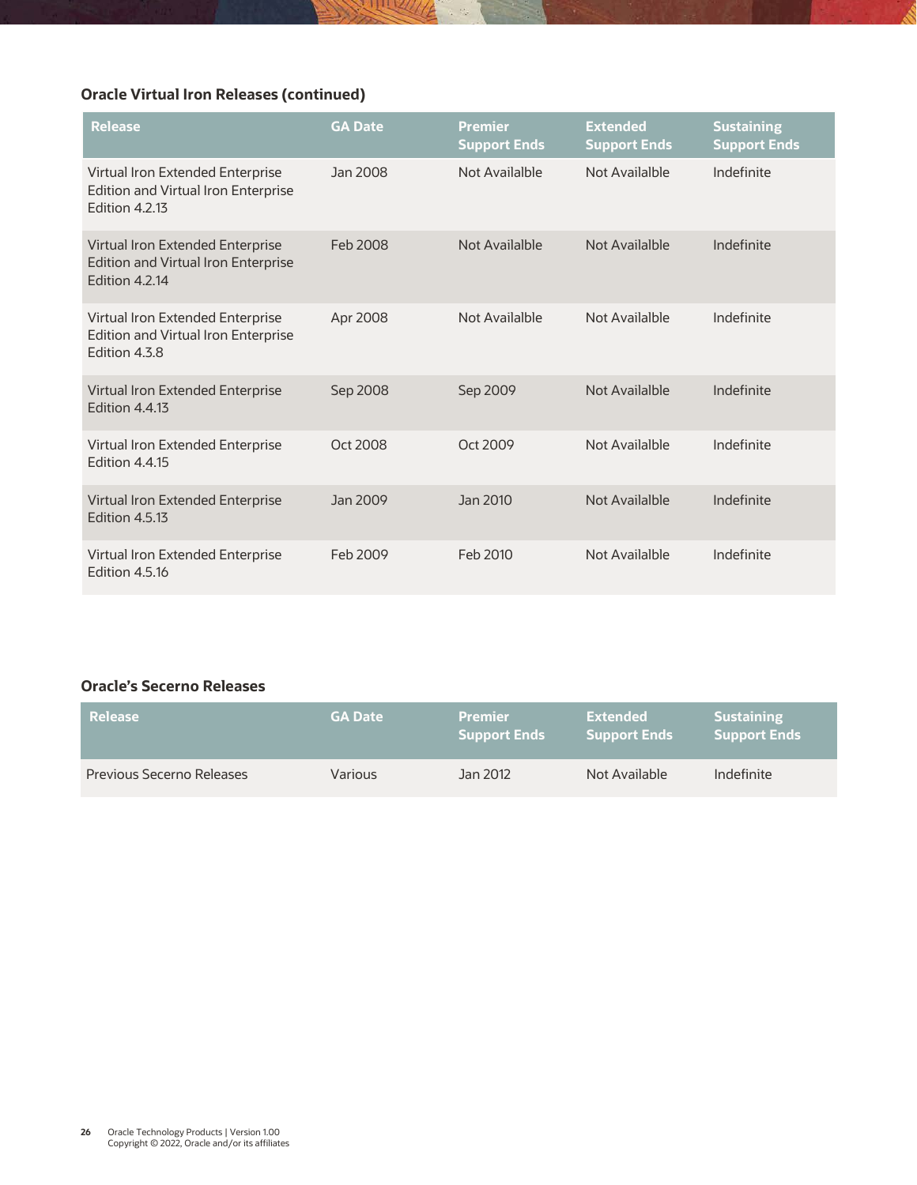### Oracle Virtual Iron Releases (continued)

| Release | GA Date | Premier Support Ends | Extended Support Ends | Sustaining Support Ends |
|---|---|---|---|---|
| Virtual Iron Extended Enterprise Edition and Virtual Iron Enterprise Edition 4.2.13 | Jan 2008 | Not Availalble | Not Availalble | Indefinite |
| Virtual Iron Extended Enterprise Edition and Virtual Iron Enterprise Edition 4.2.14 | Feb 2008 | Not Availalble | Not Availalble | Indefinite |
| Virtual Iron Extended Enterprise Edition and Virtual Iron Enterprise Edition 4.3.8 | Apr 2008 | Not Availalble | Not Availalble | Indefinite |
| Virtual Iron Extended Enterprise Edition 4.4.13 | Sep 2008 | Sep 2009 | Not Availalble | Indefinite |
| Virtual Iron Extended Enterprise Edition 4.4.15 | Oct 2008 | Oct 2009 | Not Availalble | Indefinite |
| Virtual Iron Extended Enterprise Edition 4.5.13 | Jan 2009 | Jan 2010 | Not Availalble | Indefinite |
| Virtual Iron Extended Enterprise Edition 4.5.16 | Feb 2009 | Feb 2010 | Not Availalble | Indefinite |

### Oracle's Secerno Releases

| Release | GA Date | Premier Support Ends | Extended Support Ends | Sustaining Support Ends |
|---|---|---|---|---|
| Previous Secerno Releases | Various | Jan 2012 | Not Available | Indefinite |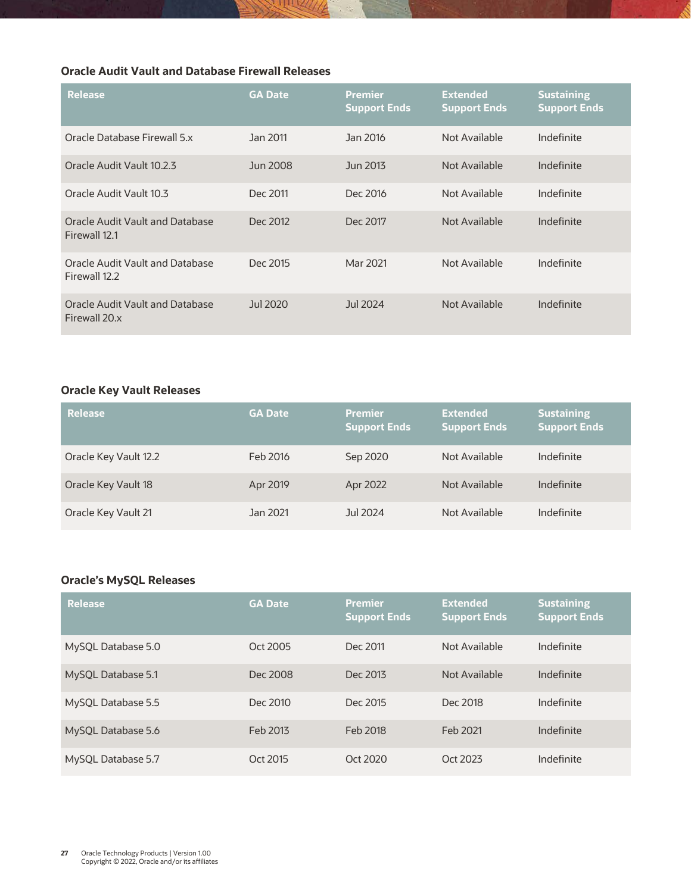### Oracle Audit Vault and Database Firewall Releases

| Release | GA Date | Premier Support Ends | Extended Support Ends | Sustaining Support Ends |
|---|---|---|---|---|
| Oracle Database Firewall 5.x | Jan 2011 | Jan 2016 | Not Available | Indefinite |
| Oracle Audit Vault 10.2.3 | Jun 2008 | Jun 2013 | Not Available | Indefinite |
| Oracle Audit Vault 10.3 | Dec 2011 | Dec 2016 | Not Available | Indefinite |
| Oracle Audit Vault and Database Firewall 12.1 | Dec 2012 | Dec 2017 | Not Available | Indefinite |
| Oracle Audit Vault and Database Firewall 12.2 | Dec 2015 | Mar 2021 | Not Available | Indefinite |
| Oracle Audit Vault and Database Firewall 20.x | Jul 2020 | Jul 2024 | Not Available | Indefinite |

### Oracle Key Vault Releases

| Release | GA Date | Premier Support Ends | Extended Support Ends | Sustaining Support Ends |
|---|---|---|---|---|
| Oracle Key Vault 12.2 | Feb 2016 | Sep 2020 | Not Available | Indefinite |
| Oracle Key Vault 18 | Apr 2019 | Apr 2022 | Not Available | Indefinite |
| Oracle Key Vault 21 | Jan 2021 | Jul 2024 | Not Available | Indefinite |

### Oracle's MySQL Releases

| Release | GA Date | Premier Support Ends | Extended Support Ends | Sustaining Support Ends |
|---|---|---|---|---|
| MySQL Database 5.0 | Oct 2005 | Dec 2011 | Not Available | Indefinite |
| MySQL Database 5.1 | Dec 2008 | Dec 2013 | Not Available | Indefinite |
| MySQL Database 5.5 | Dec 2010 | Dec 2015 | Dec 2018 | Indefinite |
| MySQL Database 5.6 | Feb 2013 | Feb 2018 | Feb 2021 | Indefinite |
| MySQL Database 5.7 | Oct 2015 | Oct 2020 | Oct 2023 | Indefinite |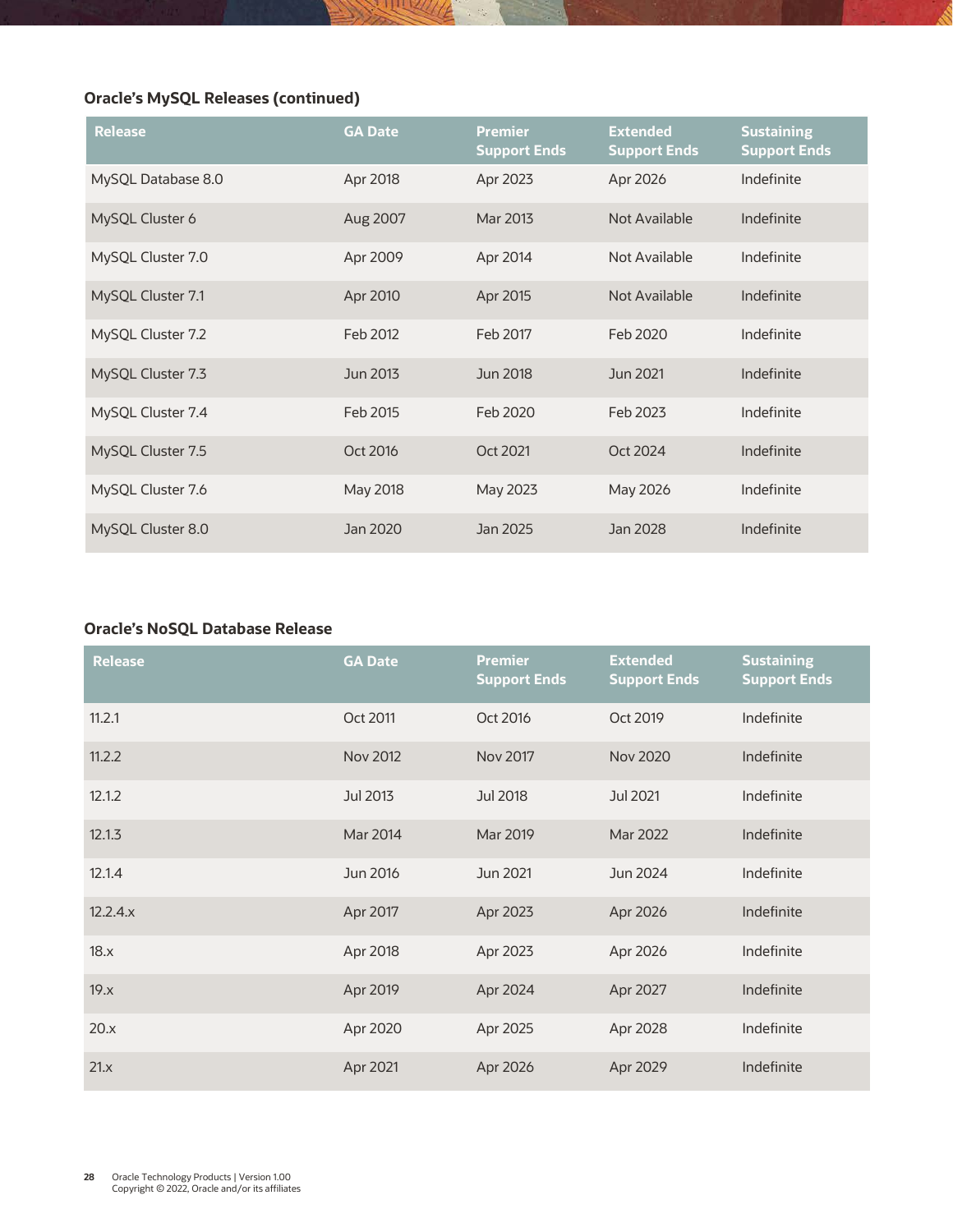### Oracle's MySQL Releases (continued)

| Release | GA Date | Premier Support Ends | Extended Support Ends | Sustaining Support Ends |
|---|---|---|---|---|
| MySQL Database 8.0 | Apr 2018 | Apr 2023 | Apr 2026 | Indefinite |
| MySQL Cluster 6 | Aug 2007 | Mar 2013 | Not Available | Indefinite |
| MySQL Cluster 7.0 | Apr 2009 | Apr 2014 | Not Available | Indefinite |
| MySQL Cluster 7.1 | Apr 2010 | Apr 2015 | Not Available | Indefinite |
| MySQL Cluster 7.2 | Feb 2012 | Feb 2017 | Feb 2020 | Indefinite |
| MySQL Cluster 7.3 | Jun 2013 | Jun 2018 | Jun 2021 | Indefinite |
| MySQL Cluster 7.4 | Feb 2015 | Feb 2020 | Feb 2023 | Indefinite |
| MySQL Cluster 7.5 | Oct 2016 | Oct 2021 | Oct 2024 | Indefinite |
| MySQL Cluster 7.6 | May 2018 | May 2023 | May 2026 | Indefinite |
| MySQL Cluster 8.0 | Jan 2020 | Jan 2025 | Jan 2028 | Indefinite |

### Oracle's NoSQL Database Release

| Release | GA Date | Premier Support Ends | Extended Support Ends | Sustaining Support Ends |
|---|---|---|---|---|
| 11.2.1 | Oct 2011 | Oct 2016 | Oct 2019 | Indefinite |
| 11.2.2 | Nov 2012 | Nov 2017 | Nov 2020 | Indefinite |
| 12.1.2 | Jul 2013 | Jul 2018 | Jul 2021 | Indefinite |
| 12.1.3 | Mar 2014 | Mar 2019 | Mar 2022 | Indefinite |
| 12.1.4 | Jun 2016 | Jun 2021 | Jun 2024 | Indefinite |
| 12.2.4.x | Apr 2017 | Apr 2023 | Apr 2026 | Indefinite |
| 18.x | Apr 2018 | Apr 2023 | Apr 2026 | Indefinite |
| 19.x | Apr 2019 | Apr 2024 | Apr 2027 | Indefinite |
| 20.x | Apr 2020 | Apr 2025 | Apr 2028 | Indefinite |
| 21.x | Apr 2021 | Apr 2026 | Apr 2029 | Indefinite |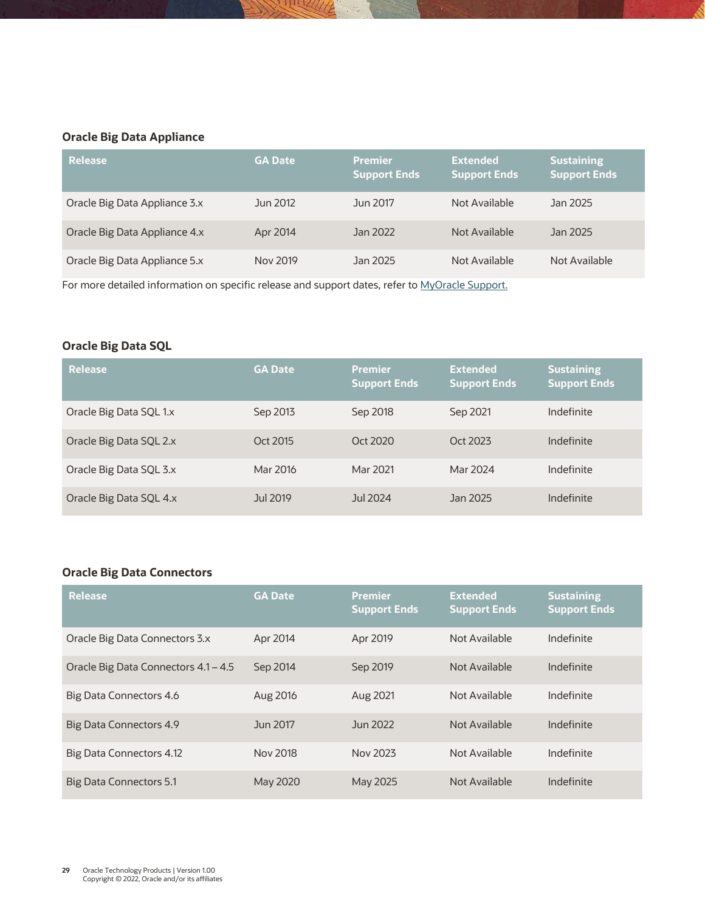### Oracle Big Data Appliance

| Release | GA Date | Premier Support Ends | Extended Support Ends | Sustaining Support Ends |
|---|---|---|---|---|
| Oracle Big Data Appliance 3.x | Jun 2012 | Jun 2017 | Not Available | Jan 2025 |
| Oracle Big Data Appliance 4.x | Apr 2014 | Jan 2022 | Not Available | Jan 2025 |
| Oracle Big Data Appliance 5.x | Nov 2019 | Jan 2025 | Not Available | Not Available |

For more detailed information on specific release and support dates, refer to [MyOracle Support.]

### Oracle Big Data SQL

| Release | GA Date | Premier Support Ends | Extended Support Ends | Sustaining Support Ends |
|---|---|---|---|---|
| Oracle Big Data SQL 1.x | Sep 2013 | Sep 2018 | Sep 2021 | Indefinite |
| Oracle Big Data SQL 2.x | Oct 2015 | Oct 2020 | Oct 2023 | Indefinite |
| Oracle Big Data SQL 3.x | Mar 2016 | Mar 2021 | Mar 2024 | Indefinite |
| Oracle Big Data SQL 4.x | Jul 2019 | Jul 2024 | Jan 2025 | Indefinite |

### Oracle Big Data Connectors

| Release | GA Date | Premier Support Ends | Extended Support Ends | Sustaining Support Ends |
|---|---|---|---|---|
| Oracle Big Data Connectors 3.x | Apr 2014 | Apr 2019 | Not Available | Indefinite |
| Oracle Big Data Connectors 4.1 – 4.5 | Sep 2014 | Sep 2019 | Not Available | Indefinite |
| Big Data Connectors 4.6 | Aug 2016 | Aug 2021 | Not Available | Indefinite |
| Big Data Connectors 4.9 | Jun 2017 | Jun 2022 | Not Available | Indefinite |
| Big Data Connectors 4.12 | Nov 2018 | Nov 2023 | Not Available | Indefinite |
| Big Data Connectors 5.1 | May 2020 | May 2025 | Not Available | Indefinite |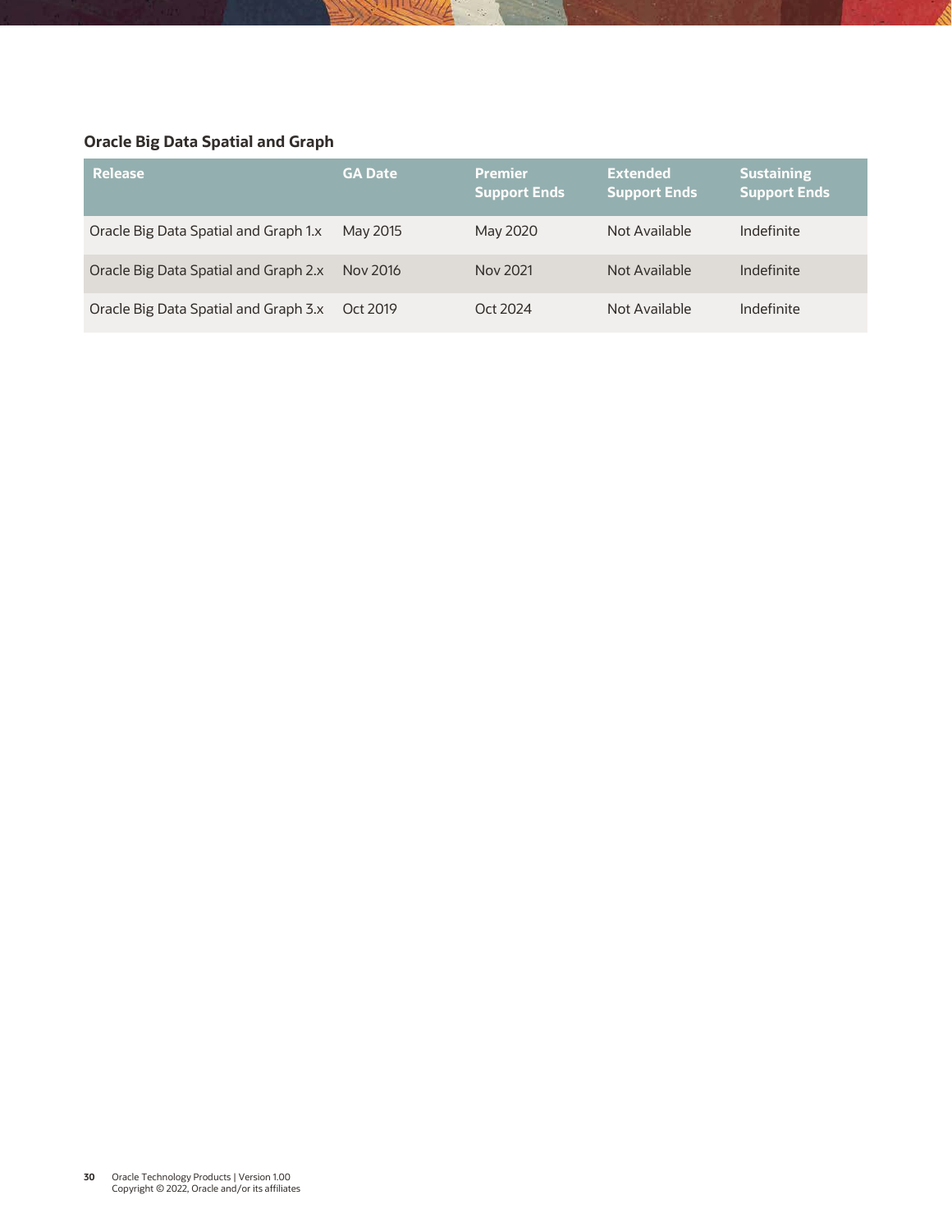### Oracle Big Data Spatial and Graph

| Release | GA Date | Premier Support Ends | Extended Support Ends | Sustaining Support Ends |
| --- | --- | --- | --- | --- |
| Oracle Big Data Spatial and Graph 1.x | May 2015 | May 2020 | Not Available | Indefinite |
| Oracle Big Data Spatial and Graph 2.x | Nov 2016 | Nov 2021 | Not Available | Indefinite |
| Oracle Big Data Spatial and Graph 3.x | Oct 2019 | Oct 2024 | Not Available | Indefinite |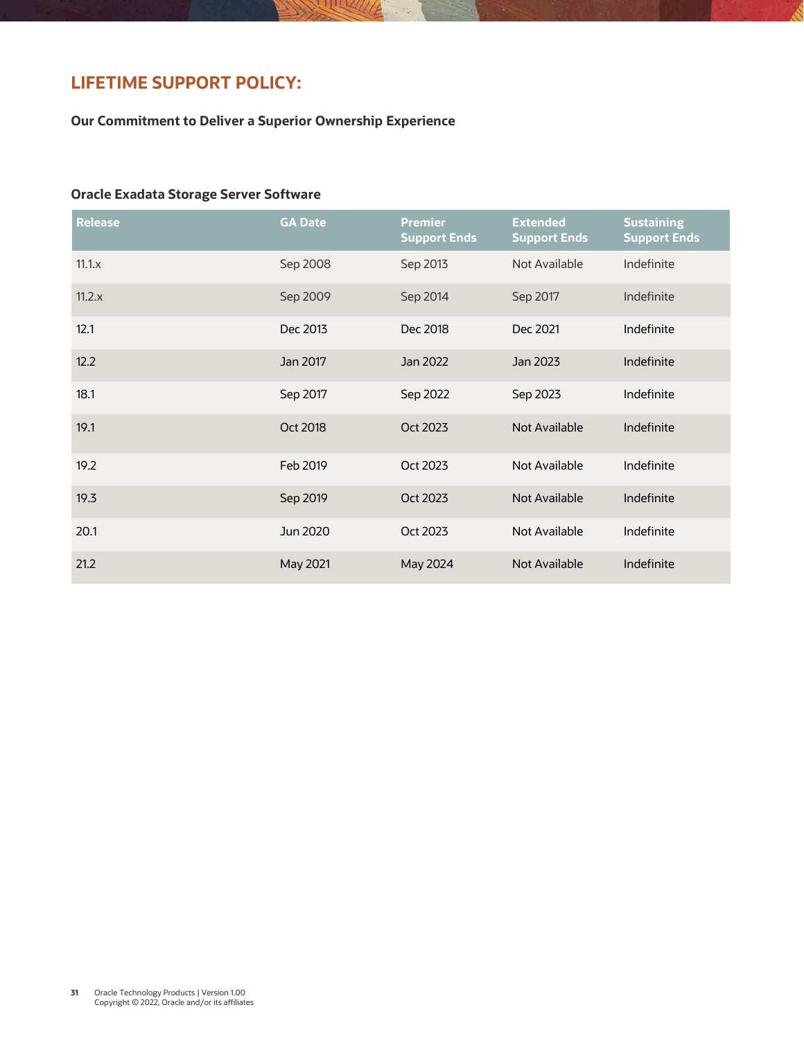## LIFETIME SUPPORT POLICY:

**Our Commitment to Deliver a Superior Ownership Experience**

### Oracle Exadata Storage Server Software

| Release | GA Date | Premier Support Ends | Extended Support Ends | Sustaining Support Ends |
|---|---|---|---|---|
| 11.1.x | Sep 2008 | Sep 2013 | Not Available | Indefinite |
| 11.2.x | Sep 2009 | Sep 2014 | Sep 2017 | Indefinite |
| 12.1 | Dec 2013 | Dec 2018 | Dec 2021 | Indefinite |
| 12.2 | Jan 2017 | Jan 2022 | Jan 2023 | Indefinite |
| 18.1 | Sep 2017 | Sep 2022 | Sep 2023 | Indefinite |
| 19.1 | Oct 2018 | Oct 2023 | Not Available | Indefinite |
| 19.2 | Feb 2019 | Oct 2023 | Not Available | Indefinite |
| 19.3 | Sep 2019 | Oct 2023 | Not Available | Indefinite |
| 20.1 | Jun 2020 | Oct 2023 | Not Available | Indefinite |
| 21.2 | May 2021 | May 2024 | Not Available | Indefinite |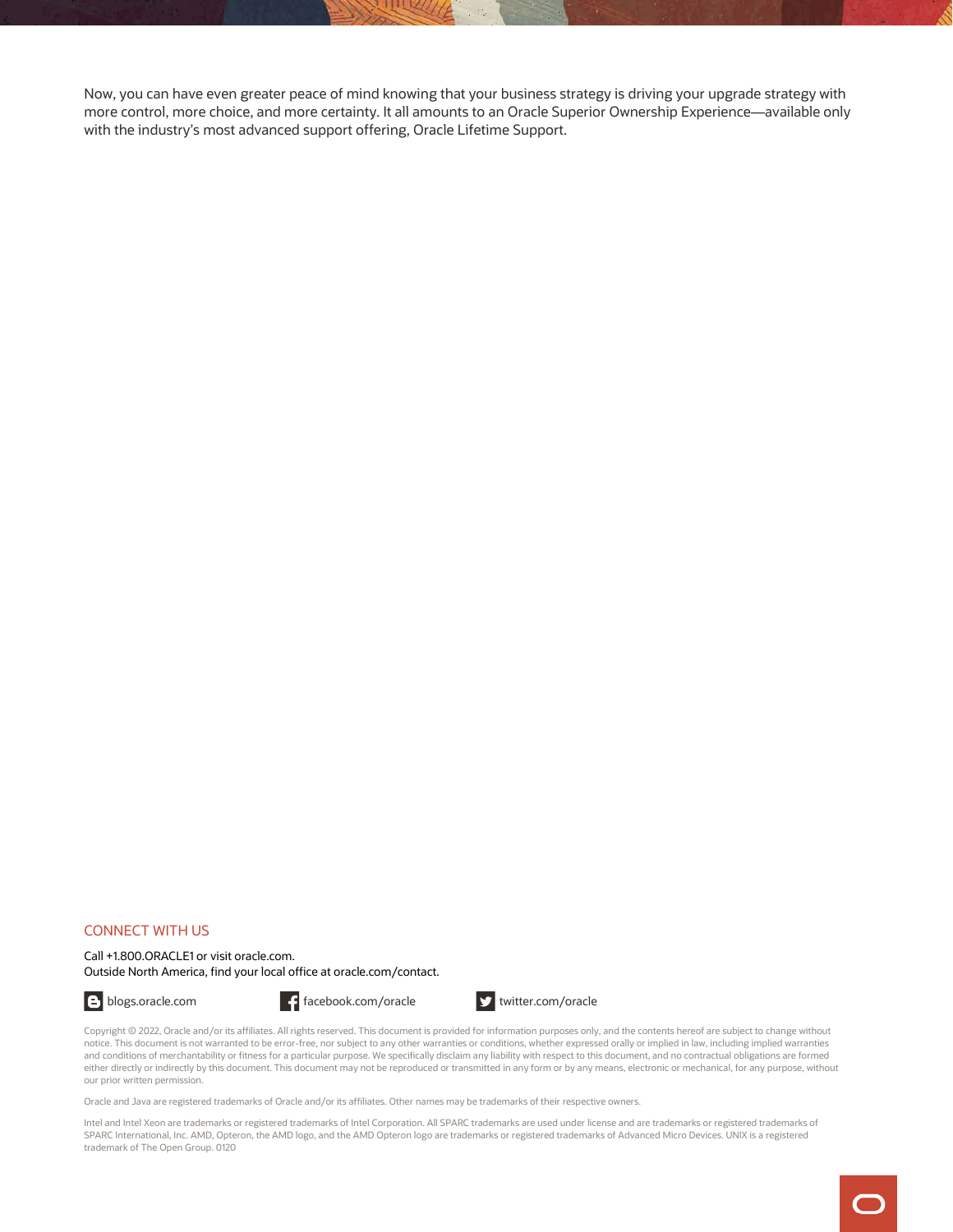Now, you can have even greater peace of mind knowing that your business strategy is driving your upgrade strategy with more control, more choice, and more certainty. It all amounts to an Oracle Superior Ownership Experience—available only with the industry's most advanced support offering, Oracle Lifetime Support.

## CONNECT WITH US

Call +1.800.ORACLE1 or visit oracle.com.
Outside North America, find your local office at oracle.com/contact.

blogs.oracle.com    facebook.com/oracle    twitter.com/oracle

Copyright © 2022, Oracle and/or its affiliates. All rights reserved. This document is provided for information purposes only, and the contents hereof are subject to change without notice. This document is not warranted to be error-free, nor subject to any other warranties or conditions, whether expressed orally or implied in law, including implied warranties and conditions of merchantability or fitness for a particular purpose. We specifically disclaim any liability with respect to this document, and no contractual obligations are formed either directly or indirectly by this document. This document may not be reproduced or transmitted in any form or by any means, electronic or mechanical, for any purpose, without our prior written permission.

Oracle and Java are registered trademarks of Oracle and/or its affiliates. Other names may be trademarks of their respective owners.

Intel and Intel Xeon are trademarks or registered trademarks of Intel Corporation. All SPARC trademarks are used under license and are trademarks or registered trademarks of SPARC International, Inc. AMD, Opteron, the AMD logo, and the AMD Opteron logo are trademarks or registered trademarks of Advanced Micro Devices. UNIX is a registered trademark of The Open Group. 0120